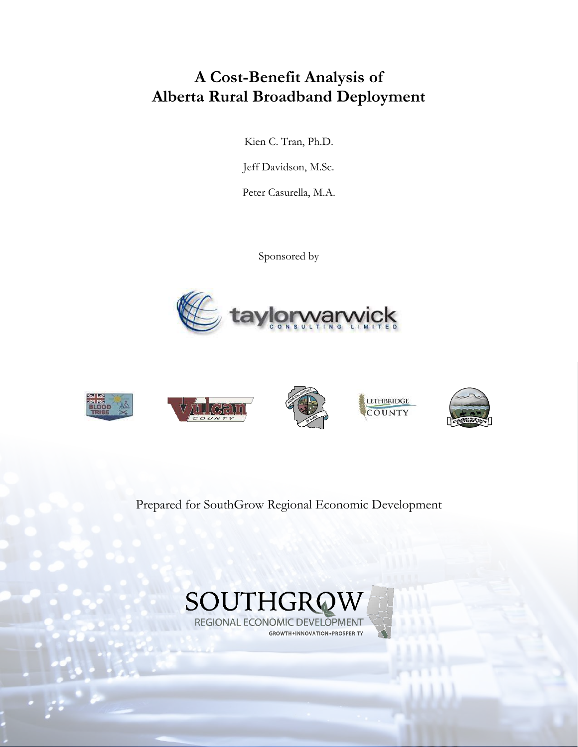# A Cost-Benefit Analysis of Alberta Rural Broadband Deployment

Kien C. Tran, Ph.D.

Jeff Davidson, M.Sc.

Peter Casurella, M.A.

Sponsored by

Prepared for SouthGrow Regional Economic Development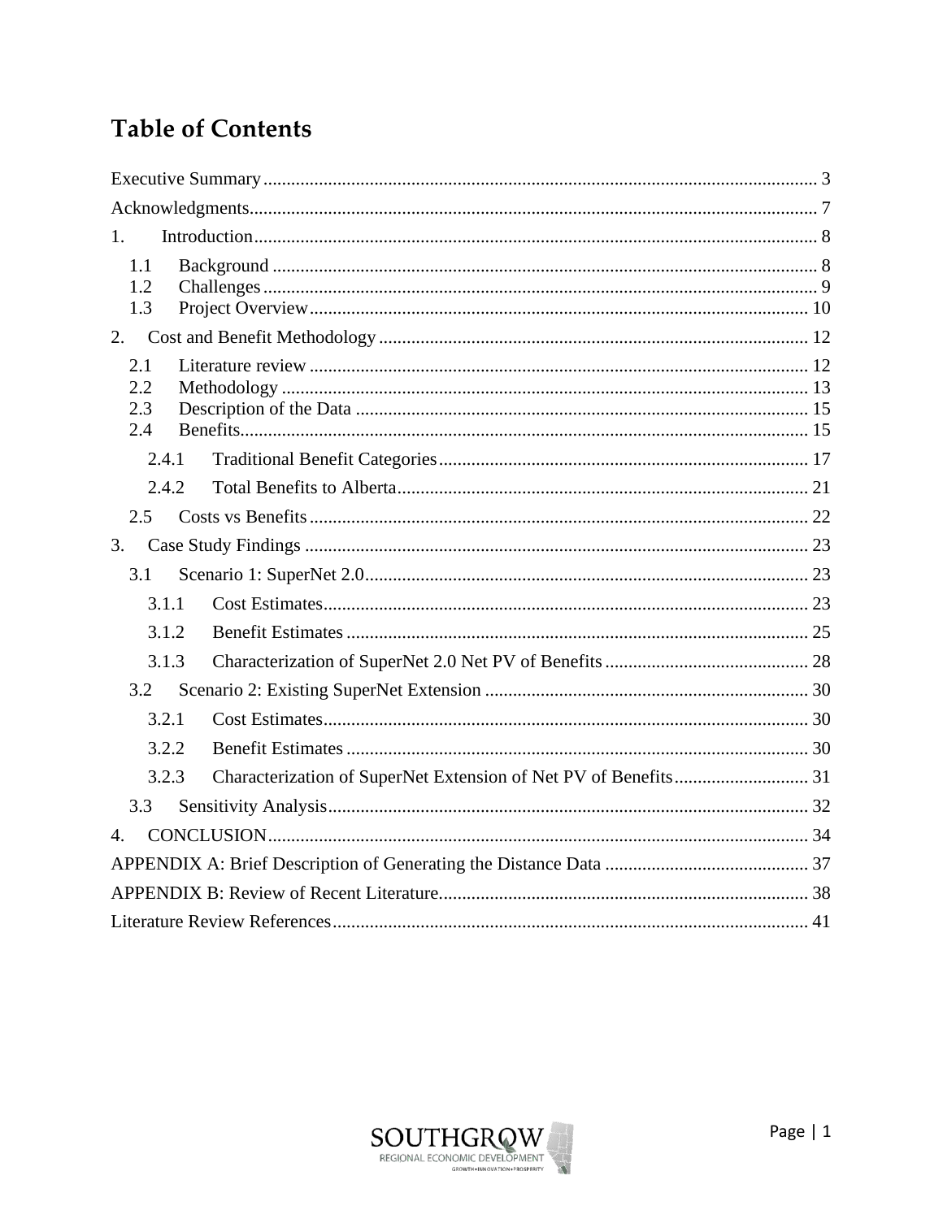# Table of Contents

Executive Summary ....... 3

Acknowledgments ....... 7

1. Introduction ....... 8
   - 1.1 Background ....... 8
   - 1.2 Challenges ....... 9
   - 1.3 Project Overview ....... 10
2. Cost and Benefit Methodology ....... 12
   - 2.1 Literature review ....... 12
   - 2.2 Methodology ....... 13
   - 2.3 Description of the Data ....... 15
   - 2.4 Benefits ....... 15
     - 2.4.1 Traditional Benefit Categories ....... 17
     - 2.4.2 Total Benefits to Alberta ....... 21
   - 2.5 Costs vs Benefits ....... 22
3. Case Study Findings ....... 23
   - 3.1 Scenario 1: SuperNet 2.0 ....... 23
     - 3.1.1 Cost Estimates ....... 23
     - 3.1.2 Benefit Estimates ....... 25
     - 3.1.3 Characterization of SuperNet 2.0 Net PV of Benefits ....... 28
   - 3.2 Scenario 2: Existing SuperNet Extension ....... 30
     - 3.2.1 Cost Estimates ....... 30
     - 3.2.2 Benefit Estimates ....... 30
     - 3.2.3 Characterization of SuperNet Extension of Net PV of Benefits ....... 31
   - 3.3 Sensitivity Analysis ....... 32
4. CONCLUSION ....... 34

APPENDIX A: Brief Description of Generating the Distance Data ....... 37

APPENDIX B: Review of Recent Literature ....... 38

Literature Review References ....... 41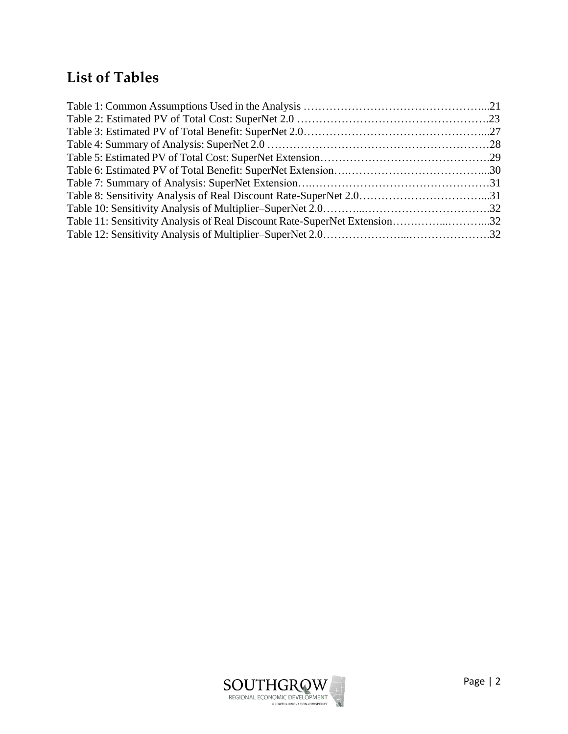# List of Tables

Table 1: Common Assumptions Used in the Analysis ...21
Table 2: Estimated PV of Total Cost: SuperNet 2.0 ...23
Table 3: Estimated PV of Total Benefit: SuperNet 2.0...27
Table 4: Summary of Analysis: SuperNet 2.0 ...28
Table 5: Estimated PV of Total Cost: SuperNet Extension...29
Table 6: Estimated PV of Total Benefit: SuperNet Extension...30
Table 7: Summary of Analysis: SuperNet Extension...31
Table 8: Sensitivity Analysis of Real Discount Rate-SuperNet 2.0...31
Table 10: Sensitivity Analysis of Multiplier–SuperNet 2.0...32
Table 11: Sensitivity Analysis of Real Discount Rate-SuperNet Extension...32
Table 12: Sensitivity Analysis of Multiplier–SuperNet 2.0...32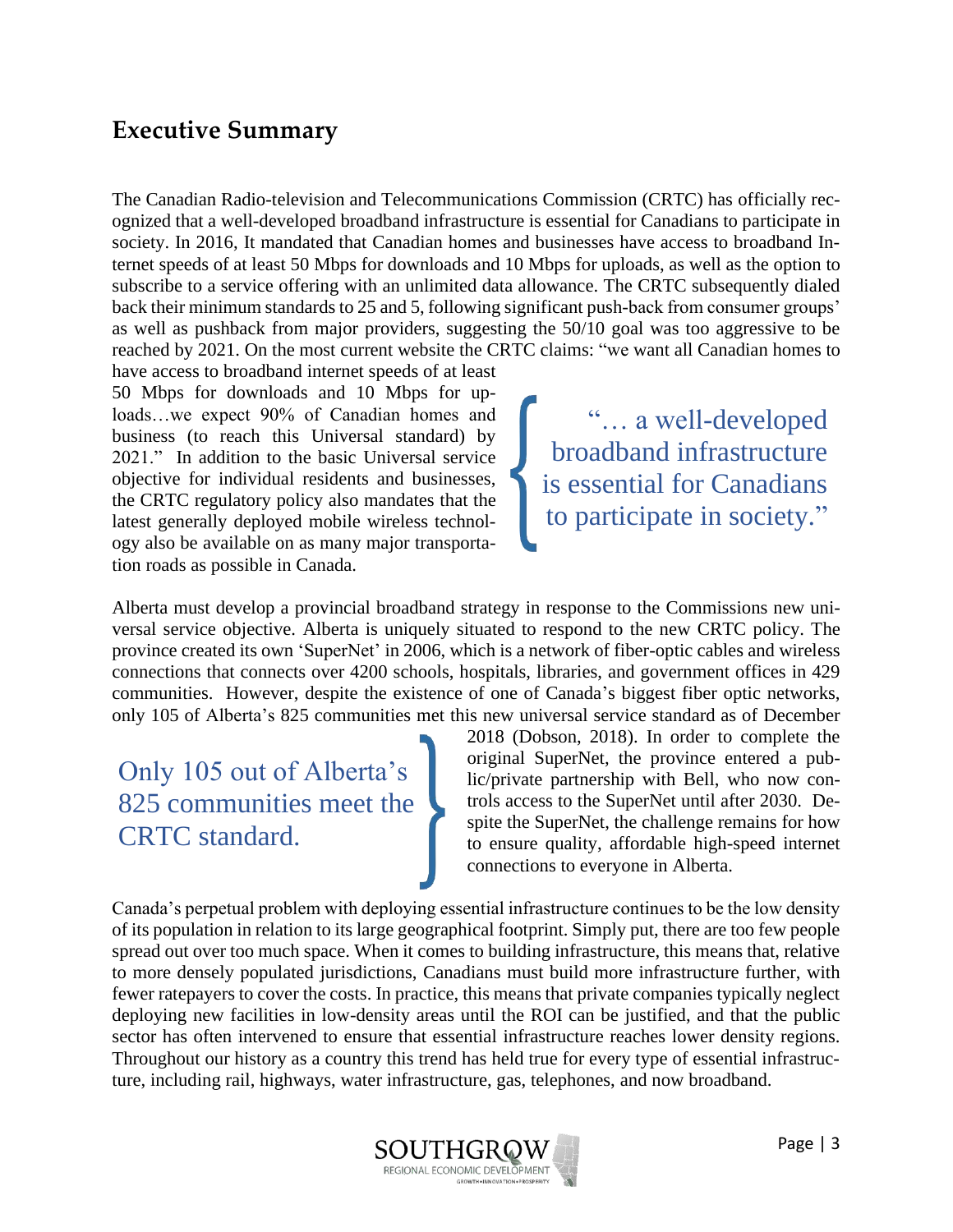## Executive Summary

The Canadian Radio-television and Telecommunications Commission (CRTC) has officially recognized that a well-developed broadband infrastructure is essential for Canadians to participate in society. In 2016, It mandated that Canadian homes and businesses have access to broadband Internet speeds of at least 50 Mbps for downloads and 10 Mbps for uploads, as well as the option to subscribe to a service offering with an unlimited data allowance. The CRTC subsequently dialed back their minimum standards to 25 and 5, following significant push-back from consumer groups' as well as pushback from major providers, suggesting the 50/10 goal was too aggressive to be reached by 2021. On the most current website the CRTC claims: "we want all Canadian homes to have access to broadband internet speeds of at least 50 Mbps for downloads and 10 Mbps for uploads…we expect 90% of Canadian homes and business (to reach this Universal standard) by 2021." In addition to the basic Universal service objective for individual residents and businesses, the CRTC regulatory policy also mandates that the latest generally deployed mobile wireless technology also be available on as many major transportation roads as possible in Canada.

> "… a well-developed broadband infrastructure is essential for Canadians to participate in society."

Alberta must develop a provincial broadband strategy in response to the Commissions new universal service objective. Alberta is uniquely situated to respond to the new CRTC policy. The province created its own 'SuperNet' in 2006, which is a network of fiber-optic cables and wireless connections that connects over 4200 schools, hospitals, libraries, and government offices in 429 communities. However, despite the existence of one of Canada's biggest fiber optic networks, only 105 of Alberta's 825 communities met this new universal service standard as of December 2018 (Dobson, 2018). In order to complete the original SuperNet, the province entered a public/private partnership with Bell, who now controls access to the SuperNet until after 2030. Despite the SuperNet, the challenge remains for how to ensure quality, affordable high-speed internet connections to everyone in Alberta.

> Only 105 out of Alberta's 825 communities meet the CRTC standard.

Canada's perpetual problem with deploying essential infrastructure continues to be the low density of its population in relation to its large geographical footprint. Simply put, there are too few people spread out over too much space. When it comes to building infrastructure, this means that, relative to more densely populated jurisdictions, Canadians must build more infrastructure further, with fewer ratepayers to cover the costs. In practice, this means that private companies typically neglect deploying new facilities in low-density areas until the ROI can be justified, and that the public sector has often intervened to ensure that essential infrastructure reaches lower density regions. Throughout our history as a country this trend has held true for every type of essential infrastructure, including rail, highways, water infrastructure, gas, telephones, and now broadband.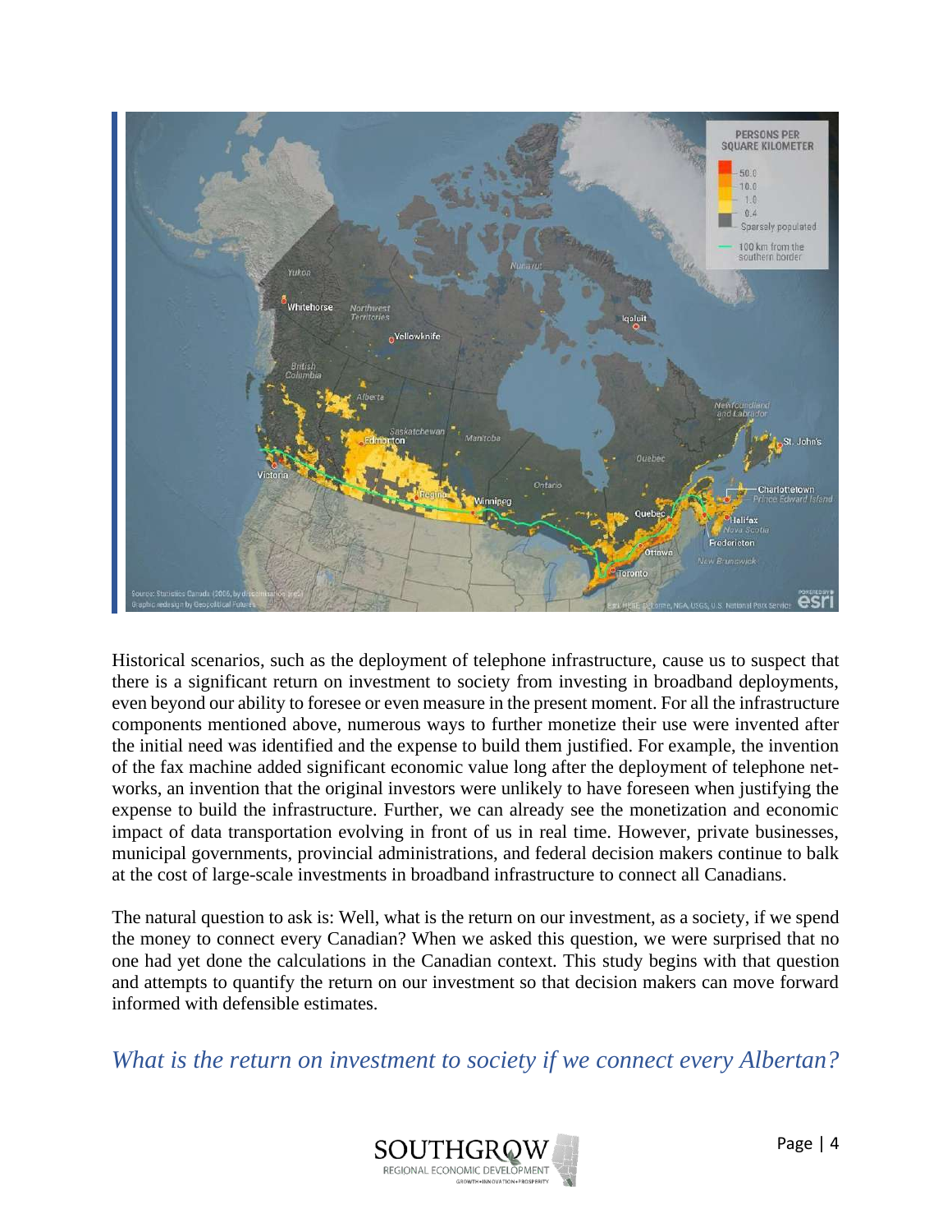Historical scenarios, such as the deployment of telephone infrastructure, cause us to suspect that there is a significant return on investment to society from investing in broadband deployments, even beyond our ability to foresee or even measure in the present moment. For all the infrastructure components mentioned above, numerous ways to further monetize their use were invented after the initial need was identified and the expense to build them justified. For example, the invention of the fax machine added significant economic value long after the deployment of telephone networks, an invention that the original investors were unlikely to have foreseen when justifying the expense to build the infrastructure. Further, we can already see the monetization and economic impact of data transportation evolving in front of us in real time. However, private businesses, municipal governments, provincial administrations, and federal decision makers continue to balk at the cost of large-scale investments in broadband infrastructure to connect all Canadians.

The natural question to ask is: Well, what is the return on our investment, as a society, if we spend the money to connect every Canadian? When we asked this question, we were surprised that no one had yet done the calculations in the Canadian context. This study begins with that question and attempts to quantify the return on our investment so that decision makers can move forward informed with defensible estimates.

## *What is the return on investment to society if we connect every Albertan?*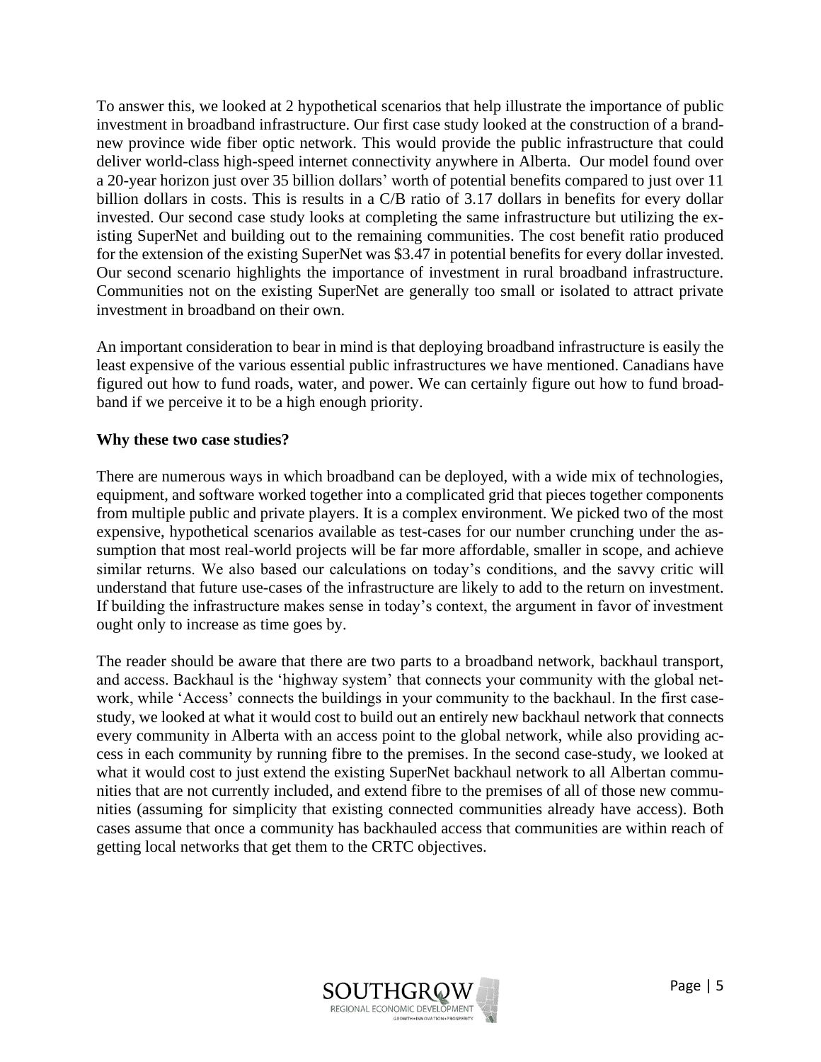To answer this, we looked at 2 hypothetical scenarios that help illustrate the importance of public investment in broadband infrastructure. Our first case study looked at the construction of a brand-new province wide fiber optic network. This would provide the public infrastructure that could deliver world-class high-speed internet connectivity anywhere in Alberta. Our model found over a 20-year horizon just over 35 billion dollars' worth of potential benefits compared to just over 11 billion dollars in costs. This is results in a C/B ratio of 3.17 dollars in benefits for every dollar invested. Our second case study looks at completing the same infrastructure but utilizing the existing SuperNet and building out to the remaining communities. The cost benefit ratio produced for the extension of the existing SuperNet was $3.47 in potential benefits for every dollar invested. Our second scenario highlights the importance of investment in rural broadband infrastructure. Communities not on the existing SuperNet are generally too small or isolated to attract private investment in broadband on their own.

An important consideration to bear in mind is that deploying broadband infrastructure is easily the least expensive of the various essential public infrastructures we have mentioned. Canadians have figured out how to fund roads, water, and power. We can certainly figure out how to fund broadband if we perceive it to be a high enough priority.

**Why these two case studies?**

There are numerous ways in which broadband can be deployed, with a wide mix of technologies, equipment, and software worked together into a complicated grid that pieces together components from multiple public and private players. It is a complex environment. We picked two of the most expensive, hypothetical scenarios available as test-cases for our number crunching under the assumption that most real-world projects will be far more affordable, smaller in scope, and achieve similar returns. We also based our calculations on today's conditions, and the savvy critic will understand that future use-cases of the infrastructure are likely to add to the return on investment. If building the infrastructure makes sense in today's context, the argument in favor of investment ought only to increase as time goes by.

The reader should be aware that there are two parts to a broadband network, backhaul transport, and access. Backhaul is the 'highway system' that connects your community with the global network, while 'Access' connects the buildings in your community to the backhaul. In the first case-study, we looked at what it would cost to build out an entirely new backhaul network that connects every community in Alberta with an access point to the global network, while also providing access in each community by running fibre to the premises. In the second case-study, we looked at what it would cost to just extend the existing SuperNet backhaul network to all Albertan communities that are not currently included, and extend fibre to the premises of all of those new communities (assuming for simplicity that existing connected communities already have access). Both cases assume that once a community has backhauled access that communities are within reach of getting local networks that get them to the CRTC objectives.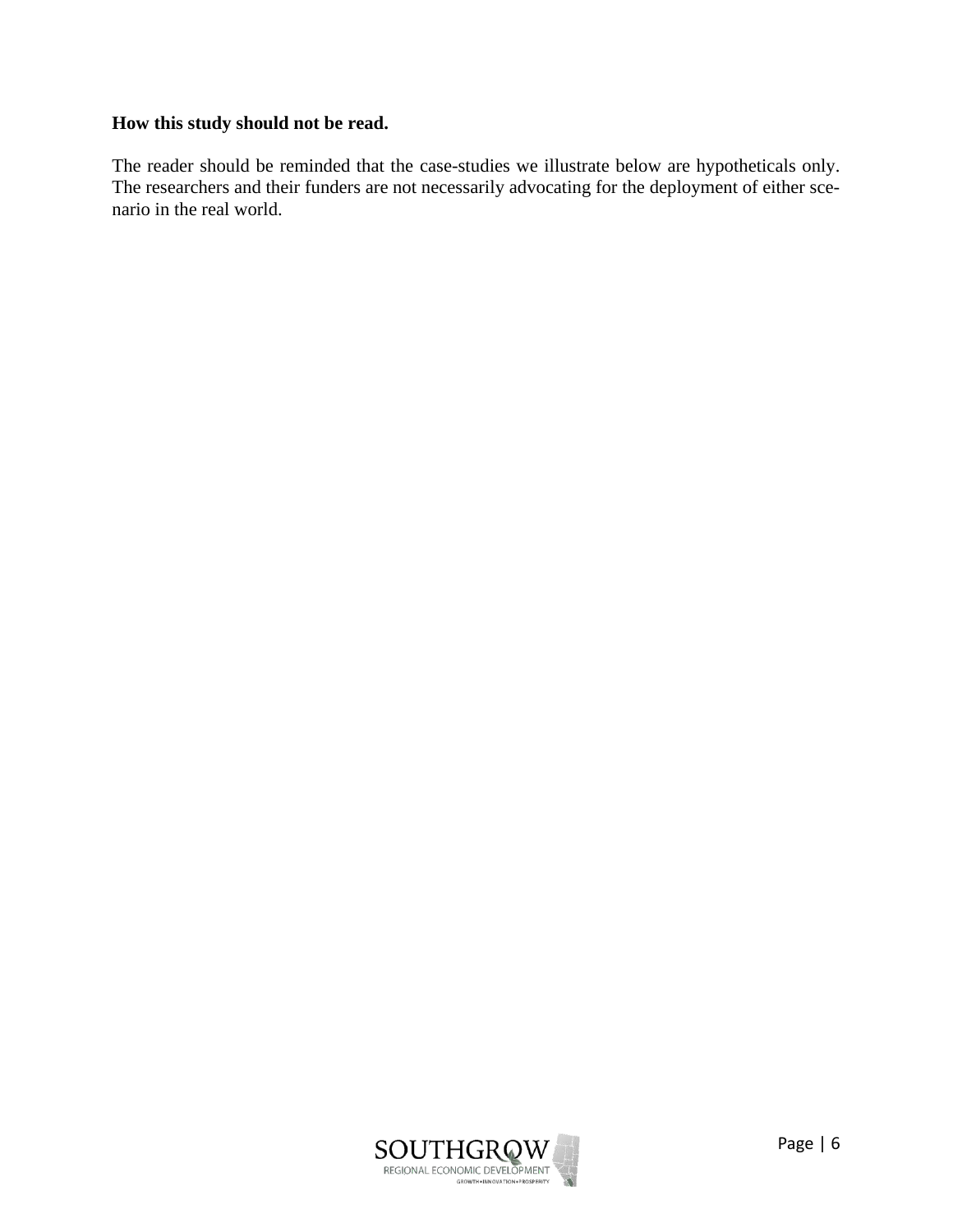**How this study should not be read.**

The reader should be reminded that the case-studies we illustrate below are hypotheticals only. The researchers and their funders are not necessarily advocating for the deployment of either scenario in the real world.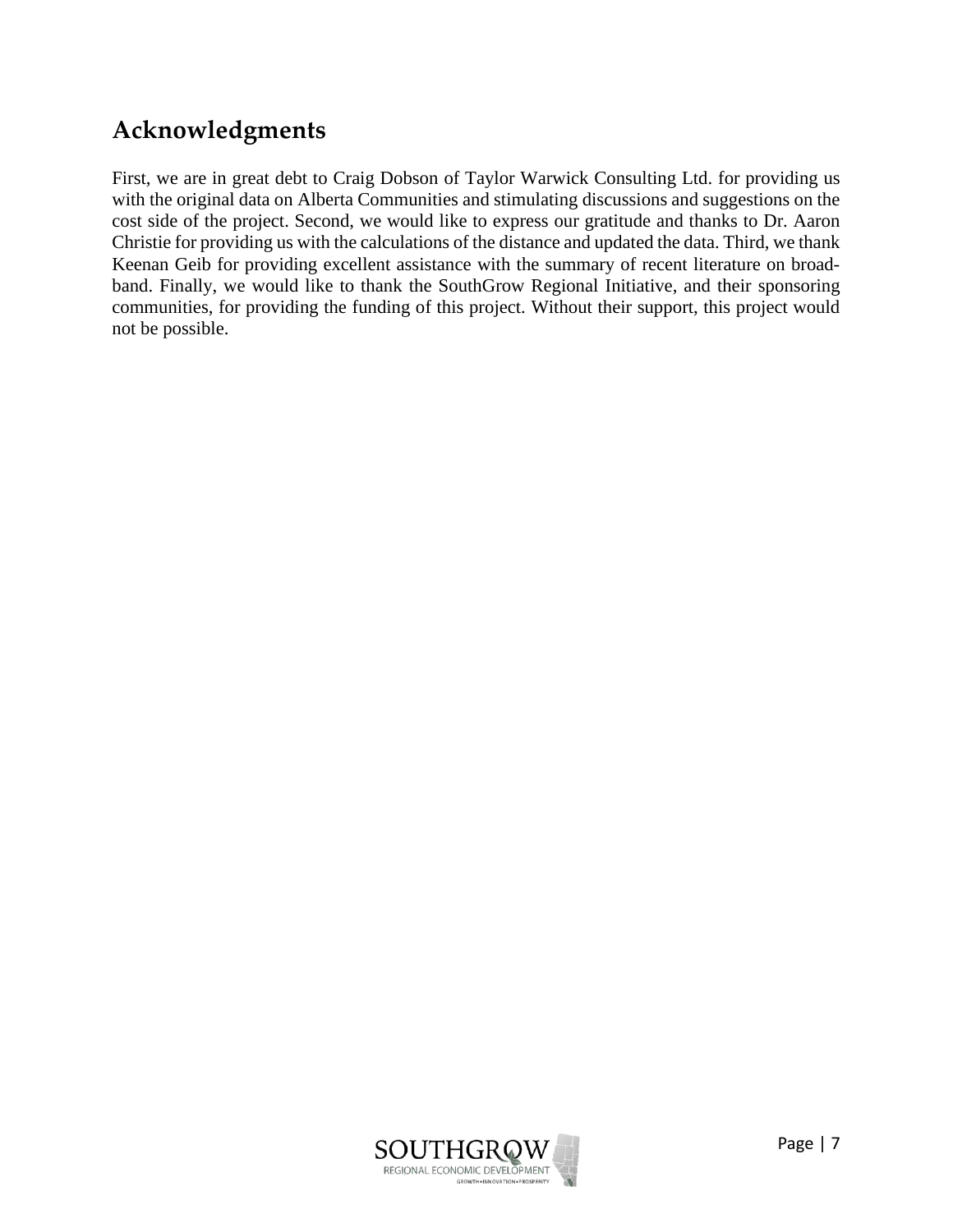## Acknowledgments

First, we are in great debt to Craig Dobson of Taylor Warwick Consulting Ltd. for providing us with the original data on Alberta Communities and stimulating discussions and suggestions on the cost side of the project. Second, we would like to express our gratitude and thanks to Dr. Aaron Christie for providing us with the calculations of the distance and updated the data. Third, we thank Keenan Geib for providing excellent assistance with the summary of recent literature on broadband. Finally, we would like to thank the SouthGrow Regional Initiative, and their sponsoring communities, for providing the funding of this project. Without their support, this project would not be possible.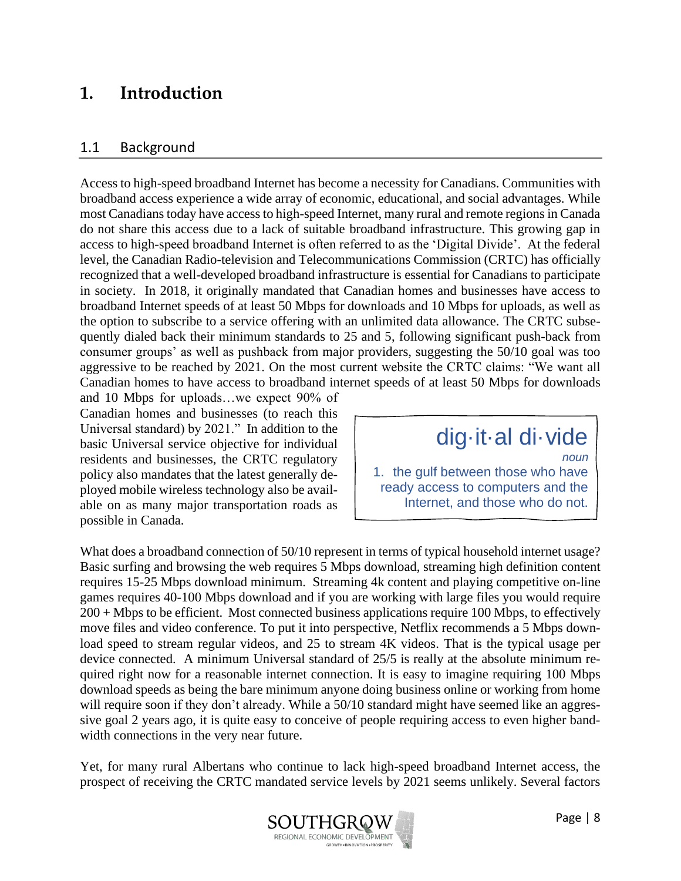# 1. Introduction

## 1.1 Background

Access to high-speed broadband Internet has become a necessity for Canadians. Communities with broadband access experience a wide array of economic, educational, and social advantages. While most Canadians today have access to high-speed Internet, many rural and remote regions in Canada do not share this access due to a lack of suitable broadband infrastructure. This growing gap in access to high-speed broadband Internet is often referred to as the 'Digital Divide'. At the federal level, the Canadian Radio-television and Telecommunications Commission (CRTC) has officially recognized that a well-developed broadband infrastructure is essential for Canadians to participate in society. In 2018, it originally mandated that Canadian homes and businesses have access to broadband Internet speeds of at least 50 Mbps for downloads and 10 Mbps for uploads, as well as the option to subscribe to a service offering with an unlimited data allowance. The CRTC subsequently dialed back their minimum standards to 25 and 5, following significant push-back from consumer groups' as well as pushback from major providers, suggesting the 50/10 goal was too aggressive to be reached by 2021. On the most current website the CRTC claims: "We want all Canadian homes to have access to broadband internet speeds of at least 50 Mbps for downloads and 10 Mbps for uploads…we expect 90% of Canadian homes and businesses (to reach this Universal standard) by 2021." In addition to the basic Universal service objective for individual residents and businesses, the CRTC regulatory policy also mandates that the latest generally deployed mobile wireless technology also be available on as many major transportation roads as possible in Canada.

> **dig·it·al di·vide**
> *noun*
> 1. the gulf between those who have ready access to computers and the Internet, and those who do not.

What does a broadband connection of 50/10 represent in terms of typical household internet usage? Basic surfing and browsing the web requires 5 Mbps download, streaming high definition content requires 15-25 Mbps download minimum. Streaming 4k content and playing competitive on-line games requires 40-100 Mbps download and if you are working with large files you would require 200 + Mbps to be efficient. Most connected business applications require 100 Mbps, to effectively move files and video conference. To put it into perspective, Netflix recommends a 5 Mbps download speed to stream regular videos, and 25 to stream 4K videos. That is the typical usage per device connected. A minimum Universal standard of 25/5 is really at the absolute minimum required right now for a reasonable internet connection. It is easy to imagine requiring 100 Mbps download speeds as being the bare minimum anyone doing business online or working from home will require soon if they don't already. While a 50/10 standard might have seemed like an aggressive goal 2 years ago, it is quite easy to conceive of people requiring access to even higher bandwidth connections in the very near future.

Yet, for many rural Albertans who continue to lack high-speed broadband Internet access, the prospect of receiving the CRTC mandated service levels by 2021 seems unlikely. Several factors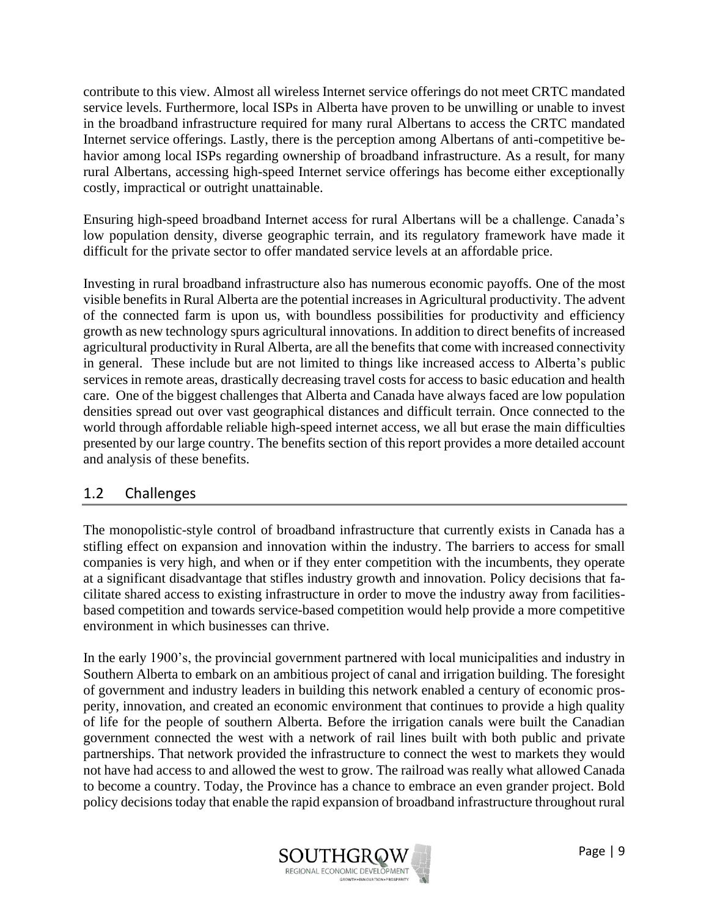contribute to this view. Almost all wireless Internet service offerings do not meet CRTC mandated service levels. Furthermore, local ISPs in Alberta have proven to be unwilling or unable to invest in the broadband infrastructure required for many rural Albertans to access the CRTC mandated Internet service offerings. Lastly, there is the perception among Albertans of anti-competitive behavior among local ISPs regarding ownership of broadband infrastructure. As a result, for many rural Albertans, accessing high-speed Internet service offerings has become either exceptionally costly, impractical or outright unattainable.

Ensuring high-speed broadband Internet access for rural Albertans will be a challenge. Canada's low population density, diverse geographic terrain, and its regulatory framework have made it difficult for the private sector to offer mandated service levels at an affordable price.

Investing in rural broadband infrastructure also has numerous economic payoffs. One of the most visible benefits in Rural Alberta are the potential increases in Agricultural productivity. The advent of the connected farm is upon us, with boundless possibilities for productivity and efficiency growth as new technology spurs agricultural innovations. In addition to direct benefits of increased agricultural productivity in Rural Alberta, are all the benefits that come with increased connectivity in general. These include but are not limited to things like increased access to Alberta's public services in remote areas, drastically decreasing travel costs for access to basic education and health care. One of the biggest challenges that Alberta and Canada have always faced are low population densities spread out over vast geographical distances and difficult terrain. Once connected to the world through affordable reliable high-speed internet access, we all but erase the main difficulties presented by our large country. The benefits section of this report provides a more detailed account and analysis of these benefits.

## 1.2 Challenges

The monopolistic-style control of broadband infrastructure that currently exists in Canada has a stifling effect on expansion and innovation within the industry. The barriers to access for small companies is very high, and when or if they enter competition with the incumbents, they operate at a significant disadvantage that stifles industry growth and innovation. Policy decisions that facilitate shared access to existing infrastructure in order to move the industry away from facilities-based competition and towards service-based competition would help provide a more competitive environment in which businesses can thrive.

In the early 1900's, the provincial government partnered with local municipalities and industry in Southern Alberta to embark on an ambitious project of canal and irrigation building. The foresight of government and industry leaders in building this network enabled a century of economic prosperity, innovation, and created an economic environment that continues to provide a high quality of life for the people of southern Alberta. Before the irrigation canals were built the Canadian government connected the west with a network of rail lines built with both public and private partnerships. That network provided the infrastructure to connect the west to markets they would not have had access to and allowed the west to grow. The railroad was really what allowed Canada to become a country. Today, the Province has a chance to embrace an even grander project. Bold policy decisions today that enable the rapid expansion of broadband infrastructure throughout rural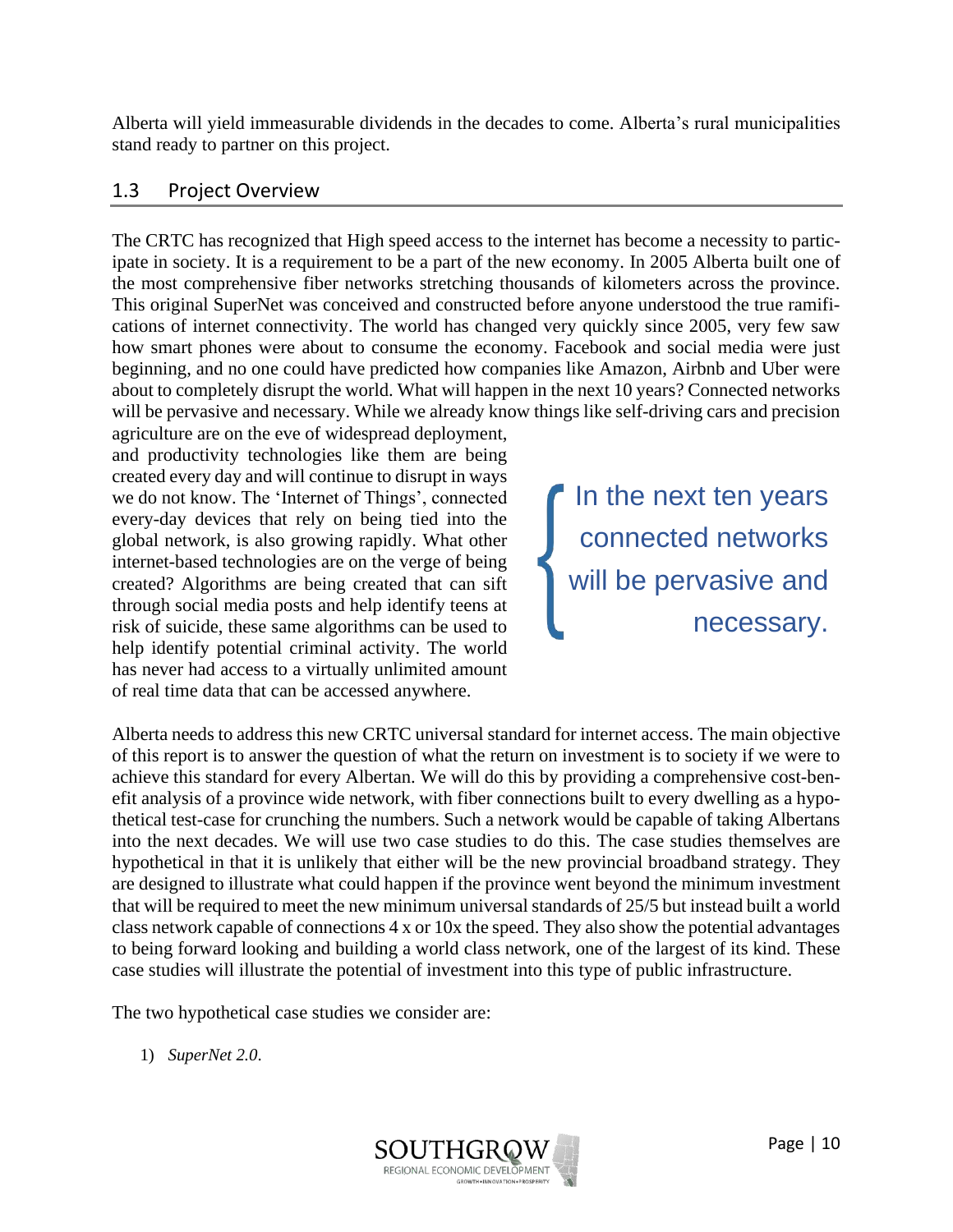Alberta will yield immeasurable dividends in the decades to come. Alberta's rural municipalities stand ready to partner on this project.

## 1.3 Project Overview

The CRTC has recognized that High speed access to the internet has become a necessity to participate in society. It is a requirement to be a part of the new economy. In 2005 Alberta built one of the most comprehensive fiber networks stretching thousands of kilometers across the province. This original SuperNet was conceived and constructed before anyone understood the true ramifications of internet connectivity. The world has changed very quickly since 2005, very few saw how smart phones were about to consume the economy. Facebook and social media were just beginning, and no one could have predicted how companies like Amazon, Airbnb and Uber were about to completely disrupt the world. What will happen in the next 10 years? Connected networks will be pervasive and necessary. While we already know things like self-driving cars and precision agriculture are on the eve of widespread deployment, and productivity technologies like them are being created every day and will continue to disrupt in ways we do not know. The 'Internet of Things', connected every-day devices that rely on being tied into the global network, is also growing rapidly. What other internet-based technologies are on the verge of being created? Algorithms are being created that can sift through social media posts and help identify teens at risk of suicide, these same algorithms can be used to help identify potential criminal activity. The world has never had access to a virtually unlimited amount of real time data that can be accessed anywhere.

> In the next ten years connected networks will be pervasive and necessary.

Alberta needs to address this new CRTC universal standard for internet access. The main objective of this report is to answer the question of what the return on investment is to society if we were to achieve this standard for every Albertan. We will do this by providing a comprehensive cost-benefit analysis of a province wide network, with fiber connections built to every dwelling as a hypothetical test-case for crunching the numbers. Such a network would be capable of taking Albertans into the next decades. We will use two case studies to do this. The case studies themselves are hypothetical in that it is unlikely that either will be the new provincial broadband strategy. They are designed to illustrate what could happen if the province went beyond the minimum investment that will be required to meet the new minimum universal standards of 25/5 but instead built a world class network capable of connections 4 x or 10x the speed. They also show the potential advantages to being forward looking and building a world class network, one of the largest of its kind. These case studies will illustrate the potential of investment into this type of public infrastructure.

The two hypothetical case studies we consider are:

1) *SuperNet 2.0*.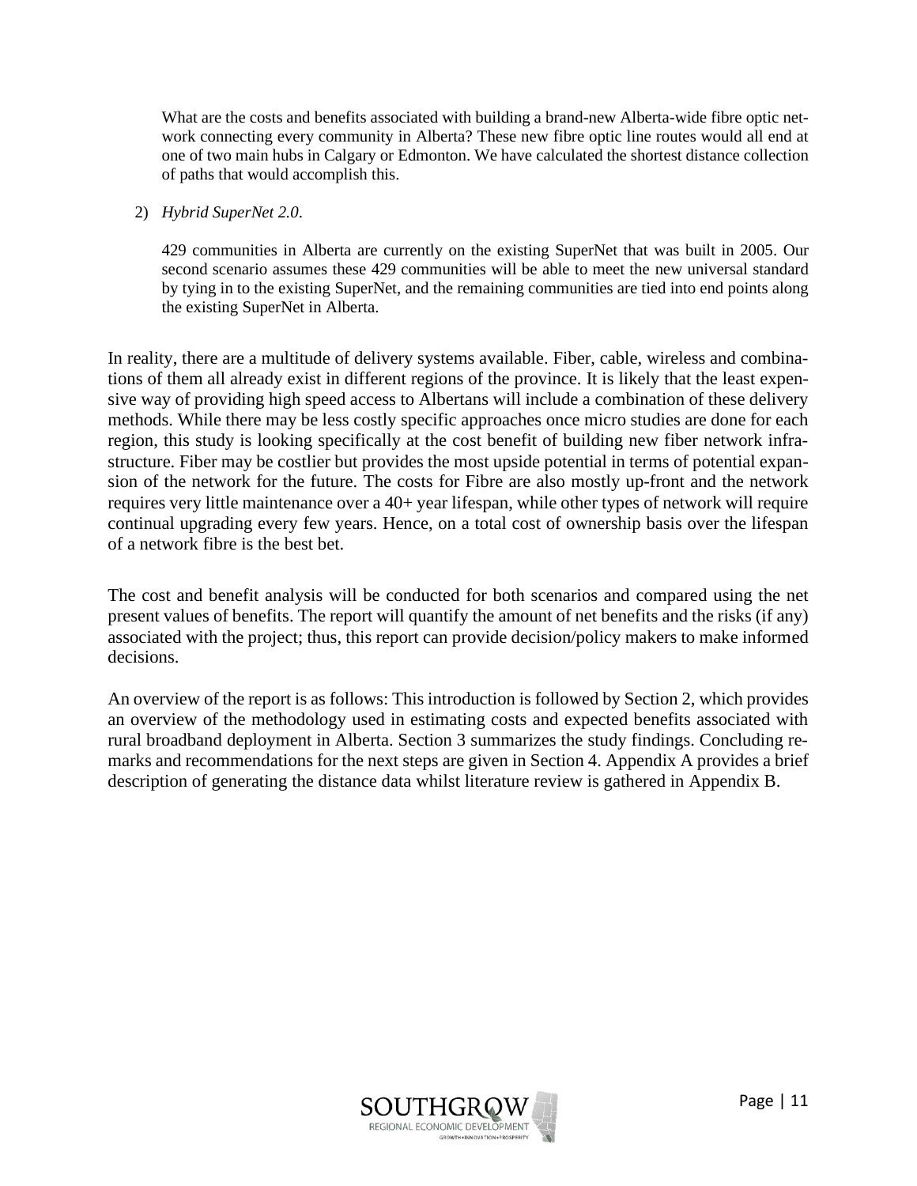What are the costs and benefits associated with building a brand-new Alberta-wide fibre optic network connecting every community in Alberta? These new fibre optic line routes would all end at one of two main hubs in Calgary or Edmonton. We have calculated the shortest distance collection of paths that would accomplish this.

2) *Hybrid SuperNet 2.0*.

   429 communities in Alberta are currently on the existing SuperNet that was built in 2005. Our second scenario assumes these 429 communities will be able to meet the new universal standard by tying in to the existing SuperNet, and the remaining communities are tied into end points along the existing SuperNet in Alberta.

In reality, there are a multitude of delivery systems available. Fiber, cable, wireless and combinations of them all already exist in different regions of the province. It is likely that the least expensive way of providing high speed access to Albertans will include a combination of these delivery methods. While there may be less costly specific approaches once micro studies are done for each region, this study is looking specifically at the cost benefit of building new fiber network infrastructure. Fiber may be costlier but provides the most upside potential in terms of potential expansion of the network for the future. The costs for Fibre are also mostly up-front and the network requires very little maintenance over a 40+ year lifespan, while other types of network will require continual upgrading every few years. Hence, on a total cost of ownership basis over the lifespan of a network fibre is the best bet.

The cost and benefit analysis will be conducted for both scenarios and compared using the net present values of benefits. The report will quantify the amount of net benefits and the risks (if any) associated with the project; thus, this report can provide decision/policy makers to make informed decisions.

An overview of the report is as follows: This introduction is followed by Section 2, which provides an overview of the methodology used in estimating costs and expected benefits associated with rural broadband deployment in Alberta. Section 3 summarizes the study findings. Concluding remarks and recommendations for the next steps are given in Section 4. Appendix A provides a brief description of generating the distance data whilst literature review is gathered in Appendix B.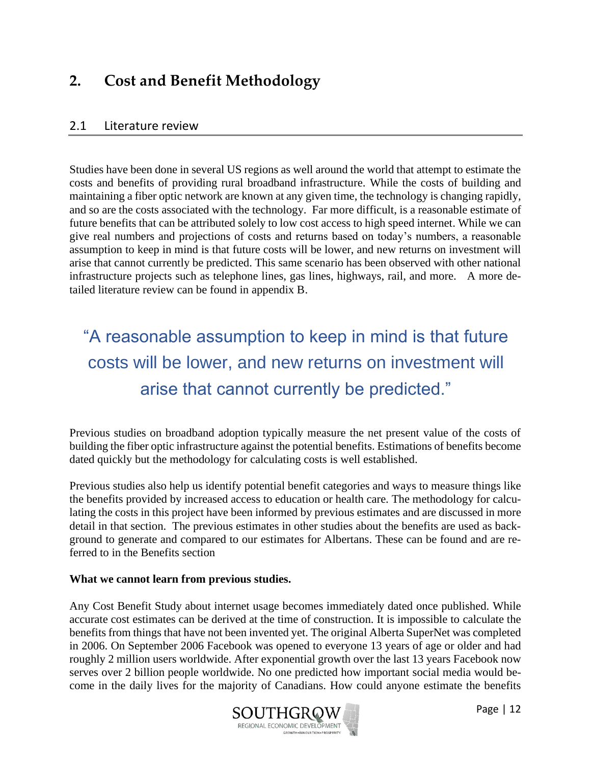# 2. Cost and Benefit Methodology

## 2.1 Literature review

Studies have been done in several US regions as well around the world that attempt to estimate the costs and benefits of providing rural broadband infrastructure. While the costs of building and maintaining a fiber optic network are known at any given time, the technology is changing rapidly, and so are the costs associated with the technology. Far more difficult, is a reasonable estimate of future benefits that can be attributed solely to low cost access to high speed internet. While we can give real numbers and projections of costs and returns based on today's numbers, a reasonable assumption to keep in mind is that future costs will be lower, and new returns on investment will arise that cannot currently be predicted. This same scenario has been observed with other national infrastructure projects such as telephone lines, gas lines, highways, rail, and more. A more detailed literature review can be found in appendix B.

> "A reasonable assumption to keep in mind is that future costs will be lower, and new returns on investment will arise that cannot currently be predicted."

Previous studies on broadband adoption typically measure the net present value of the costs of building the fiber optic infrastructure against the potential benefits. Estimations of benefits become dated quickly but the methodology for calculating costs is well established.

Previous studies also help us identify potential benefit categories and ways to measure things like the benefits provided by increased access to education or health care. The methodology for calculating the costs in this project have been informed by previous estimates and are discussed in more detail in that section. The previous estimates in other studies about the benefits are used as background to generate and compared to our estimates for Albertans. These can be found and are referred to in the Benefits section

**What we cannot learn from previous studies.**

Any Cost Benefit Study about internet usage becomes immediately dated once published. While accurate cost estimates can be derived at the time of construction. It is impossible to calculate the benefits from things that have not been invented yet. The original Alberta SuperNet was completed in 2006. On September 2006 Facebook was opened to everyone 13 years of age or older and had roughly 2 million users worldwide. After exponential growth over the last 13 years Facebook now serves over 2 billion people worldwide. No one predicted how important social media would become in the daily lives for the majority of Canadians. How could anyone estimate the benefits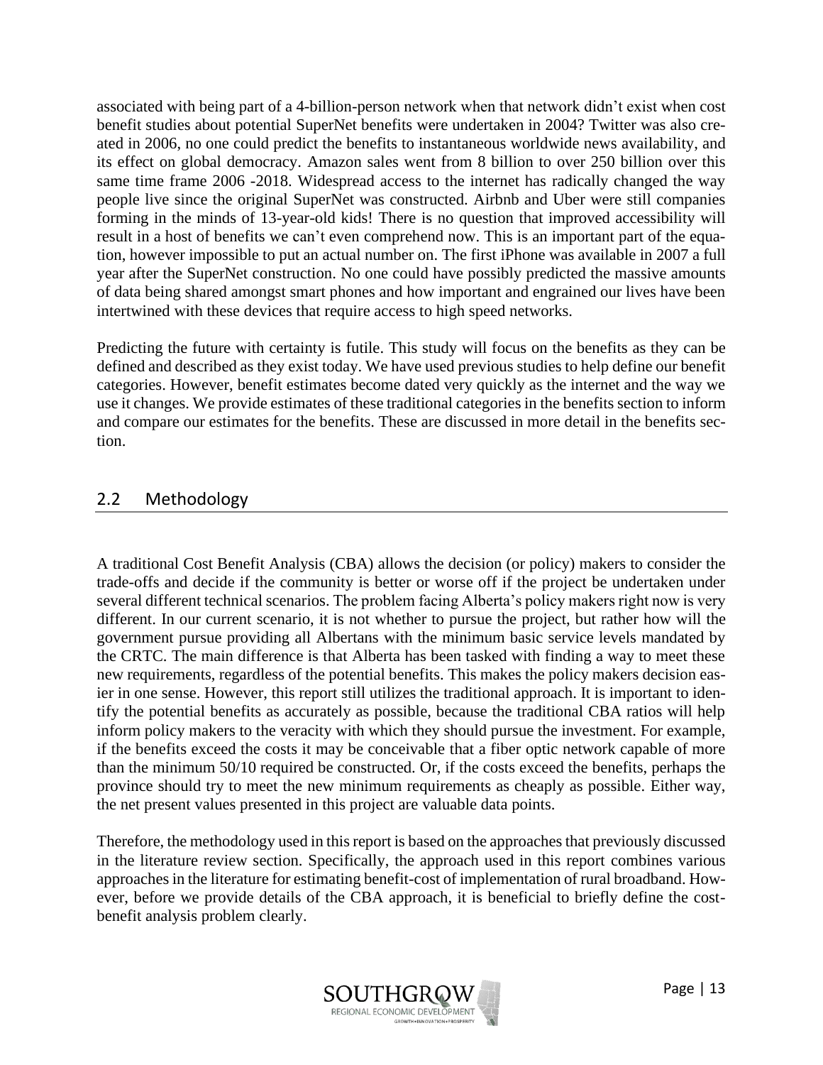associated with being part of a 4-billion-person network when that network didn't exist when cost benefit studies about potential SuperNet benefits were undertaken in 2004? Twitter was also created in 2006, no one could predict the benefits to instantaneous worldwide news availability, and its effect on global democracy. Amazon sales went from 8 billion to over 250 billion over this same time frame 2006 -2018. Widespread access to the internet has radically changed the way people live since the original SuperNet was constructed. Airbnb and Uber were still companies forming in the minds of 13-year-old kids! There is no question that improved accessibility will result in a host of benefits we can't even comprehend now. This is an important part of the equation, however impossible to put an actual number on. The first iPhone was available in 2007 a full year after the SuperNet construction. No one could have possibly predicted the massive amounts of data being shared amongst smart phones and how important and engrained our lives have been intertwined with these devices that require access to high speed networks.

Predicting the future with certainty is futile. This study will focus on the benefits as they can be defined and described as they exist today. We have used previous studies to help define our benefit categories. However, benefit estimates become dated very quickly as the internet and the way we use it changes. We provide estimates of these traditional categories in the benefits section to inform and compare our estimates for the benefits. These are discussed in more detail in the benefits section.

## 2.2 Methodology

A traditional Cost Benefit Analysis (CBA) allows the decision (or policy) makers to consider the trade-offs and decide if the community is better or worse off if the project be undertaken under several different technical scenarios. The problem facing Alberta's policy makers right now is very different. In our current scenario, it is not whether to pursue the project, but rather how will the government pursue providing all Albertans with the minimum basic service levels mandated by the CRTC. The main difference is that Alberta has been tasked with finding a way to meet these new requirements, regardless of the potential benefits. This makes the policy makers decision easier in one sense. However, this report still utilizes the traditional approach. It is important to identify the potential benefits as accurately as possible, because the traditional CBA ratios will help inform policy makers to the veracity with which they should pursue the investment. For example, if the benefits exceed the costs it may be conceivable that a fiber optic network capable of more than the minimum 50/10 required be constructed. Or, if the costs exceed the benefits, perhaps the province should try to meet the new minimum requirements as cheaply as possible. Either way, the net present values presented in this project are valuable data points.

Therefore, the methodology used in this report is based on the approaches that previously discussed in the literature review section. Specifically, the approach used in this report combines various approaches in the literature for estimating benefit-cost of implementation of rural broadband. However, before we provide details of the CBA approach, it is beneficial to briefly define the cost-benefit analysis problem clearly.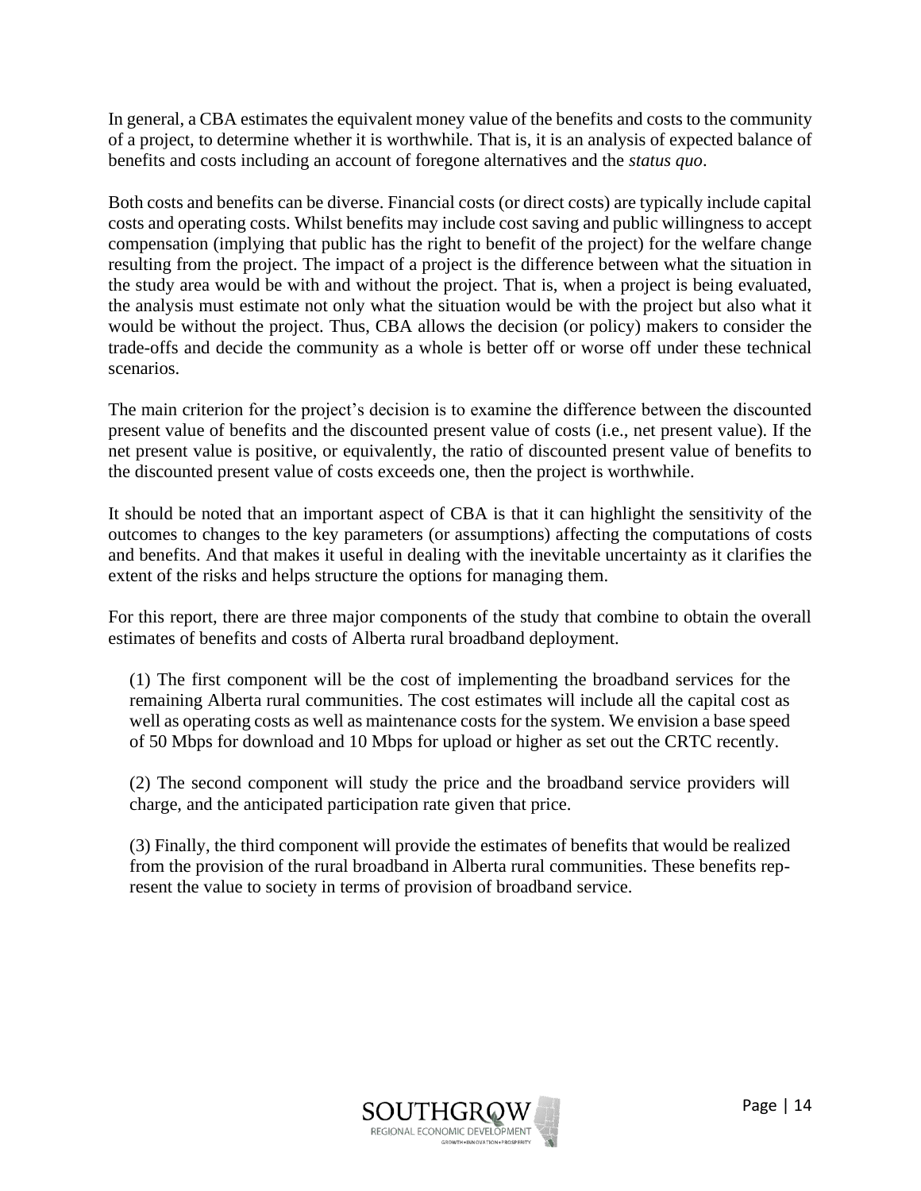In general, a CBA estimates the equivalent money value of the benefits and costs to the community of a project, to determine whether it is worthwhile. That is, it is an analysis of expected balance of benefits and costs including an account of foregone alternatives and the *status quo*.

Both costs and benefits can be diverse. Financial costs (or direct costs) are typically include capital costs and operating costs. Whilst benefits may include cost saving and public willingness to accept compensation (implying that public has the right to benefit of the project) for the welfare change resulting from the project. The impact of a project is the difference between what the situation in the study area would be with and without the project. That is, when a project is being evaluated, the analysis must estimate not only what the situation would be with the project but also what it would be without the project. Thus, CBA allows the decision (or policy) makers to consider the trade-offs and decide the community as a whole is better off or worse off under these technical scenarios.

The main criterion for the project's decision is to examine the difference between the discounted present value of benefits and the discounted present value of costs (i.e., net present value). If the net present value is positive, or equivalently, the ratio of discounted present value of benefits to the discounted present value of costs exceeds one, then the project is worthwhile.

It should be noted that an important aspect of CBA is that it can highlight the sensitivity of the outcomes to changes to the key parameters (or assumptions) affecting the computations of costs and benefits. And that makes it useful in dealing with the inevitable uncertainty as it clarifies the extent of the risks and helps structure the options for managing them.

For this report, there are three major components of the study that combine to obtain the overall estimates of benefits and costs of Alberta rural broadband deployment.

(1) The first component will be the cost of implementing the broadband services for the remaining Alberta rural communities. The cost estimates will include all the capital cost as well as operating costs as well as maintenance costs for the system. We envision a base speed of 50 Mbps for download and 10 Mbps for upload or higher as set out the CRTC recently.

(2) The second component will study the price and the broadband service providers will charge, and the anticipated participation rate given that price.

(3) Finally, the third component will provide the estimates of benefits that would be realized from the provision of the rural broadband in Alberta rural communities. These benefits represent the value to society in terms of provision of broadband service.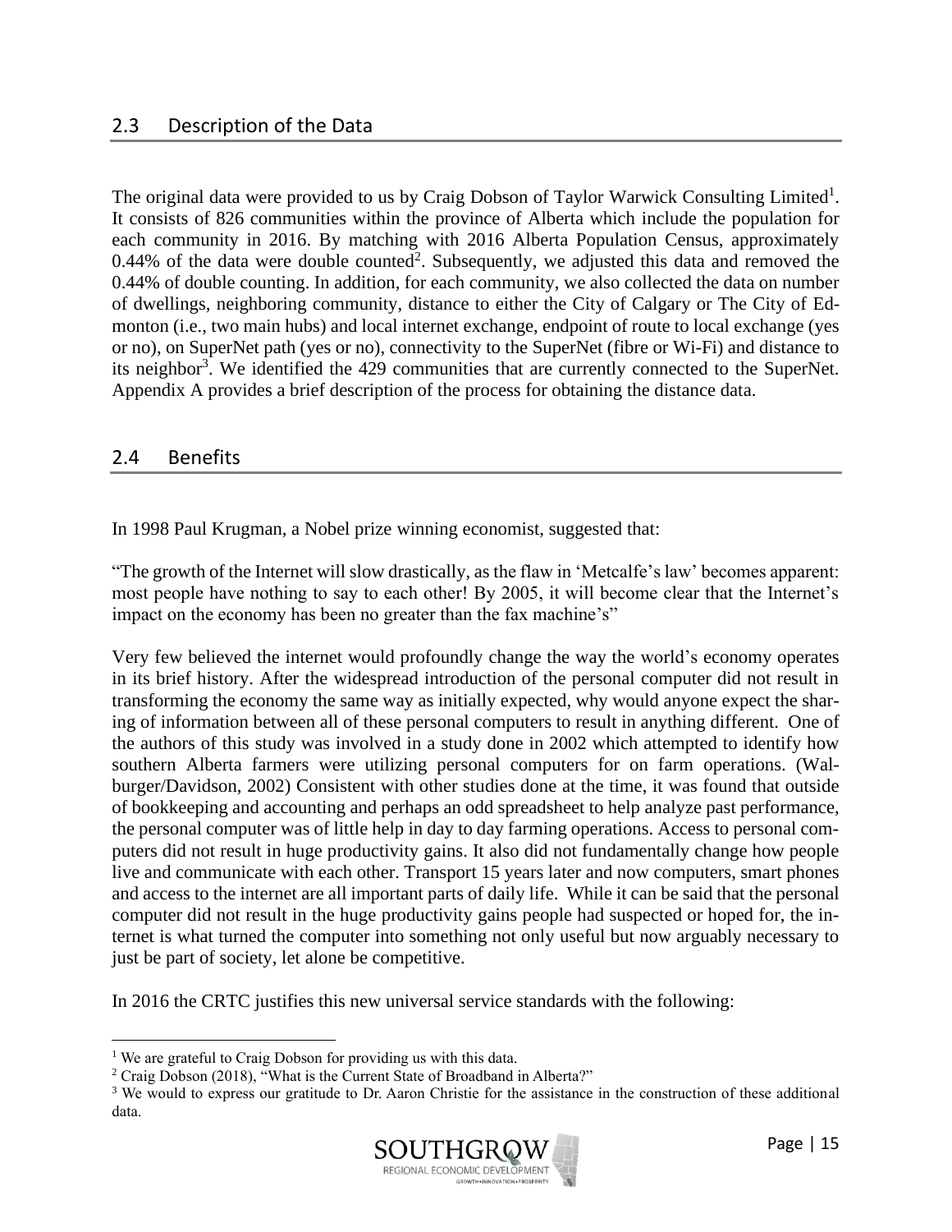## 2.3 Description of the Data

The original data were provided to us by Craig Dobson of Taylor Warwick Consulting Limited[1]. It consists of 826 communities within the province of Alberta which include the population for each community in 2016. By matching with 2016 Alberta Population Census, approximately 0.44% of the data were double counted[2]. Subsequently, we adjusted this data and removed the 0.44% of double counting. In addition, for each community, we also collected the data on number of dwellings, neighboring community, distance to either the City of Calgary or The City of Edmonton (i.e., two main hubs) and local internet exchange, endpoint of route to local exchange (yes or no), on SuperNet path (yes or no), connectivity to the SuperNet (fibre or Wi-Fi) and distance to its neighbor[3]. We identified the 429 communities that are currently connected to the SuperNet. Appendix A provides a brief description of the process for obtaining the distance data.

## 2.4 Benefits

In 1998 Paul Krugman, a Nobel prize winning economist, suggested that:

"The growth of the Internet will slow drastically, as the flaw in 'Metcalfe's law' becomes apparent: most people have nothing to say to each other! By 2005, it will become clear that the Internet's impact on the economy has been no greater than the fax machine's"

Very few believed the internet would profoundly change the way the world's economy operates in its brief history. After the widespread introduction of the personal computer did not result in transforming the economy the same way as initially expected, why would anyone expect the sharing of information between all of these personal computers to result in anything different. One of the authors of this study was involved in a study done in 2002 which attempted to identify how southern Alberta farmers were utilizing personal computers for on farm operations. (Walburger/Davidson, 2002) Consistent with other studies done at the time, it was found that outside of bookkeeping and accounting and perhaps an odd spreadsheet to help analyze past performance, the personal computer was of little help in day to day farming operations. Access to personal computers did not result in huge productivity gains. It also did not fundamentally change how people live and communicate with each other. Transport 15 years later and now computers, smart phones and access to the internet are all important parts of daily life. While it can be said that the personal computer did not result in the huge productivity gains people had suspected or hoped for, the internet is what turned the computer into something not only useful but now arguably necessary to just be part of society, let alone be competitive.

In 2016 the CRTC justifies this new universal service standards with the following:

[1] We are grateful to Craig Dobson for providing us with this data.

[2] Craig Dobson (2018), "What is the Current State of Broadband in Alberta?"

[3] We would to express our gratitude to Dr. Aaron Christie for the assistance in the construction of these additional data.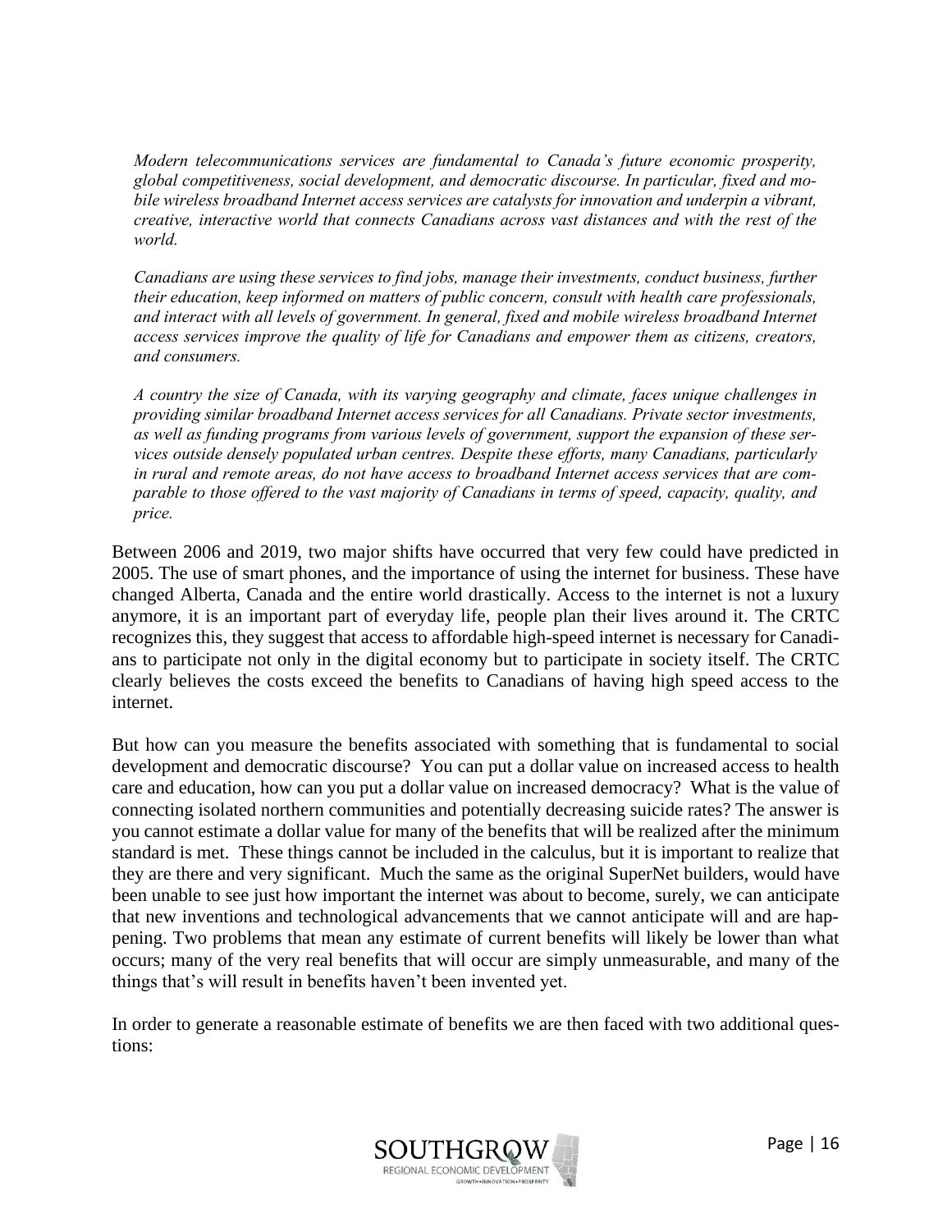*Modern telecommunications services are fundamental to Canada's future economic prosperity, global competitiveness, social development, and democratic discourse. In particular, fixed and mobile wireless broadband Internet access services are catalysts for innovation and underpin a vibrant, creative, interactive world that connects Canadians across vast distances and with the rest of the world.*

*Canadians are using these services to find jobs, manage their investments, conduct business, further their education, keep informed on matters of public concern, consult with health care professionals, and interact with all levels of government. In general, fixed and mobile wireless broadband Internet access services improve the quality of life for Canadians and empower them as citizens, creators, and consumers.*

*A country the size of Canada, with its varying geography and climate, faces unique challenges in providing similar broadband Internet access services for all Canadians. Private sector investments, as well as funding programs from various levels of government, support the expansion of these services outside densely populated urban centres. Despite these efforts, many Canadians, particularly in rural and remote areas, do not have access to broadband Internet access services that are comparable to those offered to the vast majority of Canadians in terms of speed, capacity, quality, and price.*

Between 2006 and 2019, two major shifts have occurred that very few could have predicted in 2005. The use of smart phones, and the importance of using the internet for business. These have changed Alberta, Canada and the entire world drastically. Access to the internet is not a luxury anymore, it is an important part of everyday life, people plan their lives around it. The CRTC recognizes this, they suggest that access to affordable high-speed internet is necessary for Canadians to participate not only in the digital economy but to participate in society itself. The CRTC clearly believes the costs exceed the benefits to Canadians of having high speed access to the internet.

But how can you measure the benefits associated with something that is fundamental to social development and democratic discourse? You can put a dollar value on increased access to health care and education, how can you put a dollar value on increased democracy? What is the value of connecting isolated northern communities and potentially decreasing suicide rates? The answer is you cannot estimate a dollar value for many of the benefits that will be realized after the minimum standard is met. These things cannot be included in the calculus, but it is important to realize that they are there and very significant. Much the same as the original SuperNet builders, would have been unable to see just how important the internet was about to become, surely, we can anticipate that new inventions and technological advancements that we cannot anticipate will and are happening. Two problems that mean any estimate of current benefits will likely be lower than what occurs; many of the very real benefits that will occur are simply unmeasurable, and many of the things that's will result in benefits haven't been invented yet.

In order to generate a reasonable estimate of benefits we are then faced with two additional questions: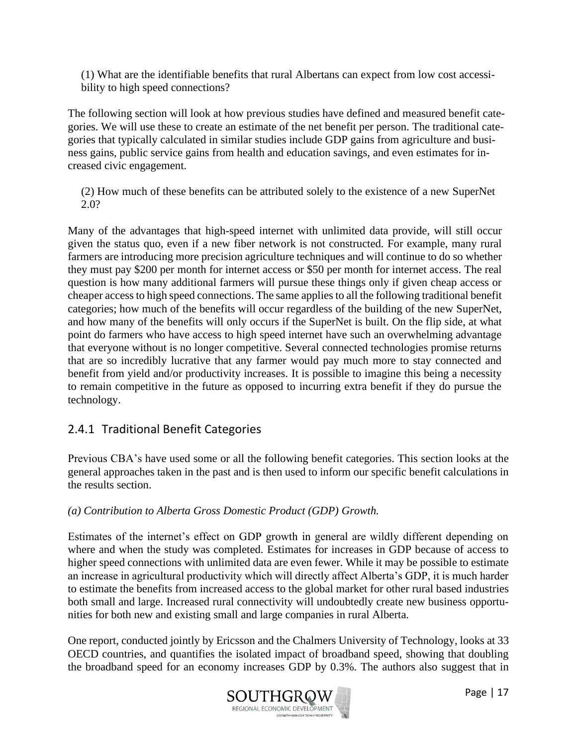(1) What are the identifiable benefits that rural Albertans can expect from low cost accessibility to high speed connections?

The following section will look at how previous studies have defined and measured benefit categories. We will use these to create an estimate of the net benefit per person. The traditional categories that typically calculated in similar studies include GDP gains from agriculture and business gains, public service gains from health and education savings, and even estimates for increased civic engagement.

(2) How much of these benefits can be attributed solely to the existence of a new SuperNet 2.0?

Many of the advantages that high-speed internet with unlimited data provide, will still occur given the status quo, even if a new fiber network is not constructed. For example, many rural farmers are introducing more precision agriculture techniques and will continue to do so whether they must pay $200 per month for internet access or $50 per month for internet access. The real question is how many additional farmers will pursue these things only if given cheap access or cheaper access to high speed connections. The same applies to all the following traditional benefit categories; how much of the benefits will occur regardless of the building of the new SuperNet, and how many of the benefits will only occurs if the SuperNet is built. On the flip side, at what point do farmers who have access to high speed internet have such an overwhelming advantage that everyone without is no longer competitive. Several connected technologies promise returns that are so incredibly lucrative that any farmer would pay much more to stay connected and benefit from yield and/or productivity increases. It is possible to imagine this being a necessity to remain competitive in the future as opposed to incurring extra benefit if they do pursue the technology.

### 2.4.1 Traditional Benefit Categories

Previous CBA's have used some or all the following benefit categories. This section looks at the general approaches taken in the past and is then used to inform our specific benefit calculations in the results section.

*(a) Contribution to Alberta Gross Domestic Product (GDP) Growth.*

Estimates of the internet's effect on GDP growth in general are wildly different depending on where and when the study was completed. Estimates for increases in GDP because of access to higher speed connections with unlimited data are even fewer. While it may be possible to estimate an increase in agricultural productivity which will directly affect Alberta's GDP, it is much harder to estimate the benefits from increased access to the global market for other rural based industries both small and large. Increased rural connectivity will undoubtedly create new business opportunities for both new and existing small and large companies in rural Alberta.

One report, conducted jointly by Ericsson and the Chalmers University of Technology, looks at 33 OECD countries, and quantifies the isolated impact of broadband speed, showing that doubling the broadband speed for an economy increases GDP by 0.3%. The authors also suggest that in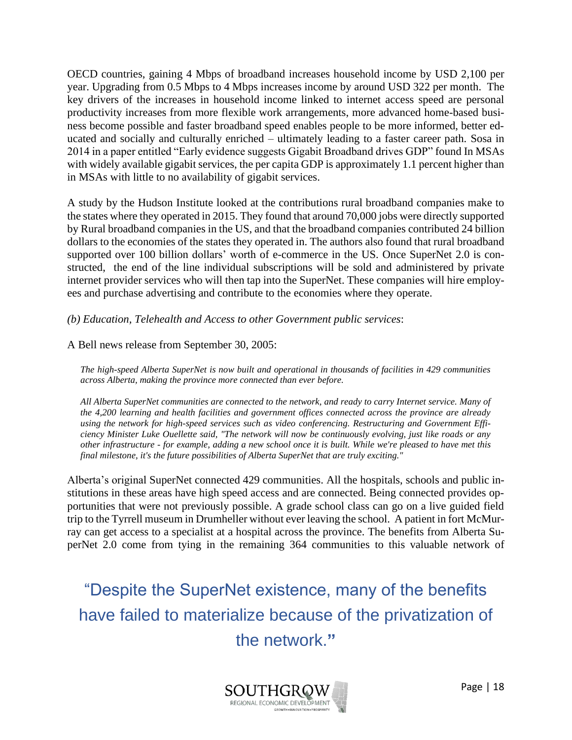OECD countries, gaining 4 Mbps of broadband increases household income by USD 2,100 per year. Upgrading from 0.5 Mbps to 4 Mbps increases income by around USD 322 per month. The key drivers of the increases in household income linked to internet access speed are personal productivity increases from more flexible work arrangements, more advanced home-based business become possible and faster broadband speed enables people to be more informed, better educated and socially and culturally enriched – ultimately leading to a faster career path. Sosa in 2014 in a paper entitled "Early evidence suggests Gigabit Broadband drives GDP" found In MSAs with widely available gigabit services, the per capita GDP is approximately 1.1 percent higher than in MSAs with little to no availability of gigabit services.

A study by the Hudson Institute looked at the contributions rural broadband companies make to the states where they operated in 2015. They found that around 70,000 jobs were directly supported by Rural broadband companies in the US, and that the broadband companies contributed 24 billion dollars to the economies of the states they operated in. The authors also found that rural broadband supported over 100 billion dollars' worth of e-commerce in the US. Once SuperNet 2.0 is constructed, the end of the line individual subscriptions will be sold and administered by private internet provider services who will then tap into the SuperNet. These companies will hire employees and purchase advertising and contribute to the economies where they operate.

*(b) Education, Telehealth and Access to other Government public services*:

A Bell news release from September 30, 2005:

> *The high-speed Alberta SuperNet is now built and operational in thousands of facilities in 429 communities across Alberta, making the province more connected than ever before.*
>
> *All Alberta SuperNet communities are connected to the network, and ready to carry Internet service. Many of the 4,200 learning and health facilities and government offices connected across the province are already using the network for high-speed services such as video conferencing. Restructuring and Government Efficiency Minister Luke Ouellette said, "The network will now be continuously evolving, just like roads or any other infrastructure - for example, adding a new school once it is built. While we're pleased to have met this final milestone, it's the future possibilities of Alberta SuperNet that are truly exciting."*

Alberta's original SuperNet connected 429 communities. All the hospitals, schools and public institutions in these areas have high speed access and are connected. Being connected provides opportunities that were not previously possible. A grade school class can go on a live guided field trip to the Tyrrell museum in Drumheller without ever leaving the school. A patient in fort McMurray can get access to a specialist at a hospital across the province. The benefits from Alberta SuperNet 2.0 come from tying in the remaining 364 communities to this valuable network of

> "Despite the SuperNet existence, many of the benefits have failed to materialize because of the privatization of the network."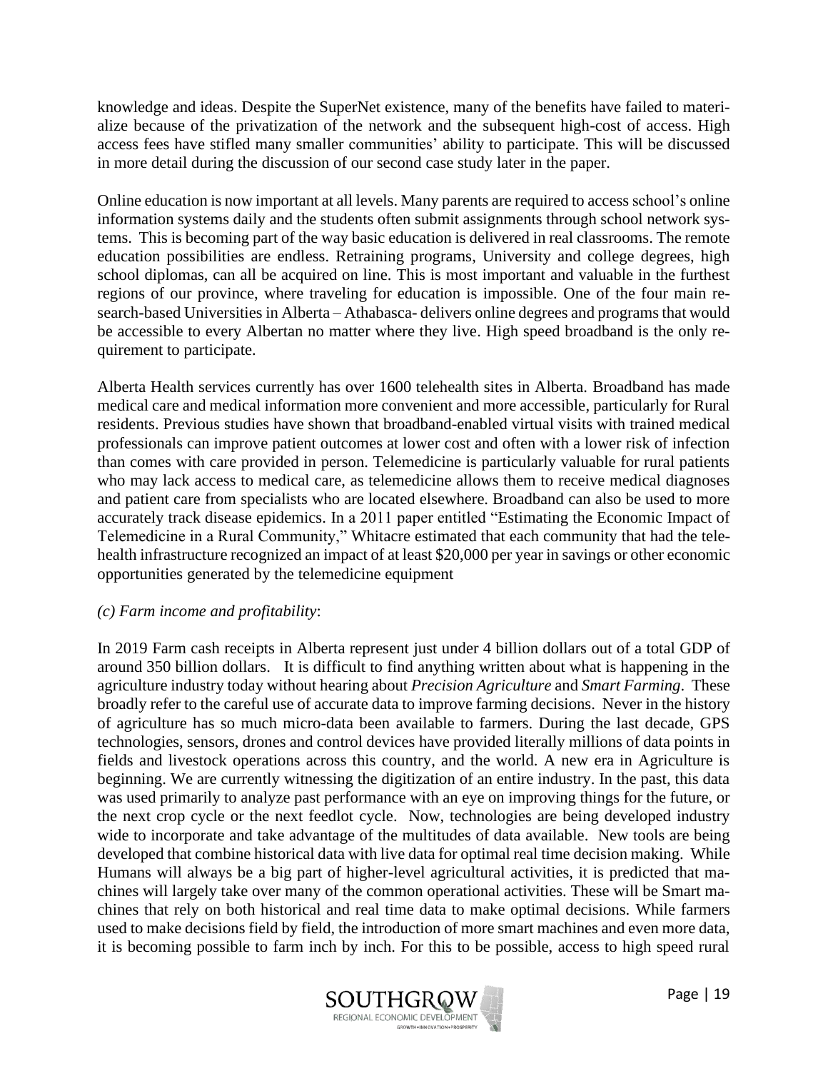knowledge and ideas. Despite the SuperNet existence, many of the benefits have failed to materialize because of the privatization of the network and the subsequent high-cost of access. High access fees have stifled many smaller communities' ability to participate. This will be discussed in more detail during the discussion of our second case study later in the paper.

Online education is now important at all levels. Many parents are required to access school's online information systems daily and the students often submit assignments through school network systems. This is becoming part of the way basic education is delivered in real classrooms. The remote education possibilities are endless. Retraining programs, University and college degrees, high school diplomas, can all be acquired on line. This is most important and valuable in the furthest regions of our province, where traveling for education is impossible. One of the four main research-based Universities in Alberta – Athabasca- delivers online degrees and programs that would be accessible to every Albertan no matter where they live. High speed broadband is the only requirement to participate.

Alberta Health services currently has over 1600 telehealth sites in Alberta. Broadband has made medical care and medical information more convenient and more accessible, particularly for Rural residents. Previous studies have shown that broadband-enabled virtual visits with trained medical professionals can improve patient outcomes at lower cost and often with a lower risk of infection than comes with care provided in person. Telemedicine is particularly valuable for rural patients who may lack access to medical care, as telemedicine allows them to receive medical diagnoses and patient care from specialists who are located elsewhere. Broadband can also be used to more accurately track disease epidemics. In a 2011 paper entitled "Estimating the Economic Impact of Telemedicine in a Rural Community," Whitacre estimated that each community that had the telehealth infrastructure recognized an impact of at least $20,000 per year in savings or other economic opportunities generated by the telemedicine equipment

*(c) Farm income and profitability*:

In 2019 Farm cash receipts in Alberta represent just under 4 billion dollars out of a total GDP of around 350 billion dollars. It is difficult to find anything written about what is happening in the agriculture industry today without hearing about *Precision Agriculture* and *Smart Farming*. These broadly refer to the careful use of accurate data to improve farming decisions. Never in the history of agriculture has so much micro-data been available to farmers. During the last decade, GPS technologies, sensors, drones and control devices have provided literally millions of data points in fields and livestock operations across this country, and the world. A new era in Agriculture is beginning. We are currently witnessing the digitization of an entire industry. In the past, this data was used primarily to analyze past performance with an eye on improving things for the future, or the next crop cycle or the next feedlot cycle. Now, technologies are being developed industry wide to incorporate and take advantage of the multitudes of data available. New tools are being developed that combine historical data with live data for optimal real time decision making. While Humans will always be a big part of higher-level agricultural activities, it is predicted that machines will largely take over many of the common operational activities. These will be Smart machines that rely on both historical and real time data to make optimal decisions. While farmers used to make decisions field by field, the introduction of more smart machines and even more data, it is becoming possible to farm inch by inch. For this to be possible, access to high speed rural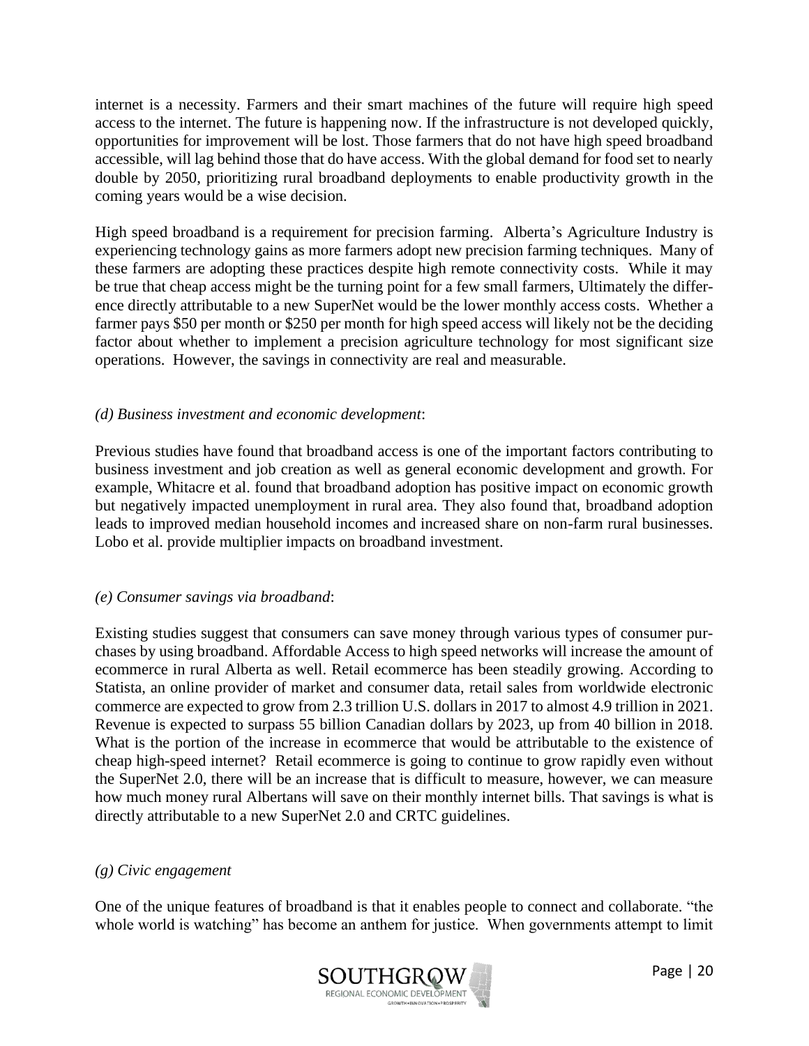internet is a necessity. Farmers and their smart machines of the future will require high speed access to the internet. The future is happening now. If the infrastructure is not developed quickly, opportunities for improvement will be lost. Those farmers that do not have high speed broadband accessible, will lag behind those that do have access. With the global demand for food set to nearly double by 2050, prioritizing rural broadband deployments to enable productivity growth in the coming years would be a wise decision.

High speed broadband is a requirement for precision farming. Alberta's Agriculture Industry is experiencing technology gains as more farmers adopt new precision farming techniques. Many of these farmers are adopting these practices despite high remote connectivity costs. While it may be true that cheap access might be the turning point for a few small farmers, Ultimately the difference directly attributable to a new SuperNet would be the lower monthly access costs. Whether a farmer pays $50 per month or $250 per month for high speed access will likely not be the deciding factor about whether to implement a precision agriculture technology for most significant size operations. However, the savings in connectivity are real and measurable.

*(d) Business investment and economic development*:

Previous studies have found that broadband access is one of the important factors contributing to business investment and job creation as well as general economic development and growth. For example, Whitacre et al. found that broadband adoption has positive impact on economic growth but negatively impacted unemployment in rural area. They also found that, broadband adoption leads to improved median household incomes and increased share on non-farm rural businesses. Lobo et al. provide multiplier impacts on broadband investment.

*(e) Consumer savings via broadband*:

Existing studies suggest that consumers can save money through various types of consumer purchases by using broadband. Affordable Access to high speed networks will increase the amount of ecommerce in rural Alberta as well. Retail ecommerce has been steadily growing. According to Statista, an online provider of market and consumer data, retail sales from worldwide electronic commerce are expected to grow from 2.3 trillion U.S. dollars in 2017 to almost 4.9 trillion in 2021. Revenue is expected to surpass 55 billion Canadian dollars by 2023, up from 40 billion in 2018. What is the portion of the increase in ecommerce that would be attributable to the existence of cheap high-speed internet? Retail ecommerce is going to continue to grow rapidly even without the SuperNet 2.0, there will be an increase that is difficult to measure, however, we can measure how much money rural Albertans will save on their monthly internet bills. That savings is what is directly attributable to a new SuperNet 2.0 and CRTC guidelines.

*(g) Civic engagement*

One of the unique features of broadband is that it enables people to connect and collaborate. "the whole world is watching" has become an anthem for justice. When governments attempt to limit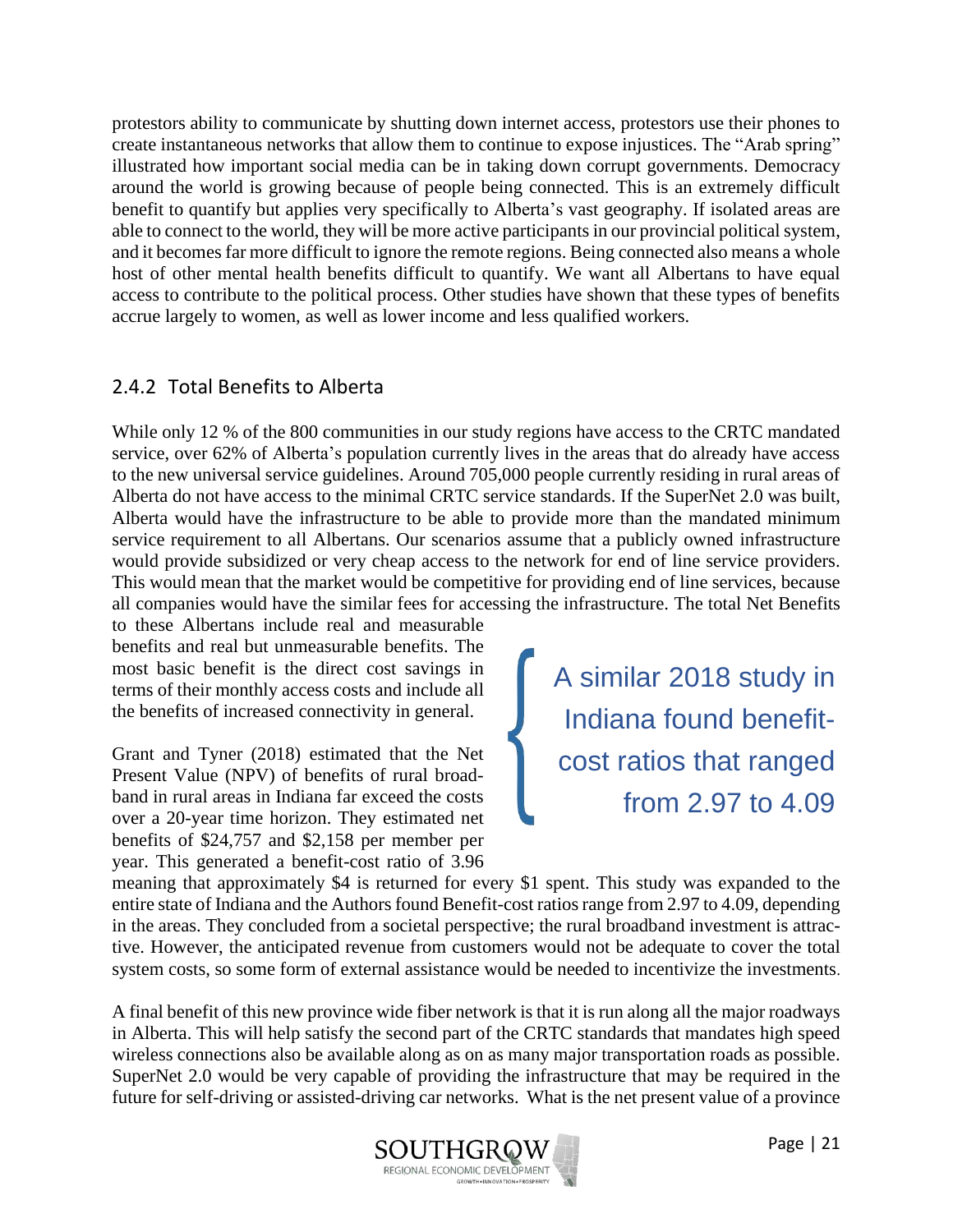protestors ability to communicate by shutting down internet access, protestors use their phones to create instantaneous networks that allow them to continue to expose injustices. The "Arab spring" illustrated how important social media can be in taking down corrupt governments. Democracy around the world is growing because of people being connected. This is an extremely difficult benefit to quantify but applies very specifically to Alberta's vast geography. If isolated areas are able to connect to the world, they will be more active participants in our provincial political system, and it becomes far more difficult to ignore the remote regions. Being connected also means a whole host of other mental health benefits difficult to quantify. We want all Albertans to have equal access to contribute to the political process. Other studies have shown that these types of benefits accrue largely to women, as well as lower income and less qualified workers.

## 2.4.2 Total Benefits to Alberta

While only 12 % of the 800 communities in our study regions have access to the CRTC mandated service, over 62% of Alberta's population currently lives in the areas that do already have access to the new universal service guidelines. Around 705,000 people currently residing in rural areas of Alberta do not have access to the minimal CRTC service standards. If the SuperNet 2.0 was built, Alberta would have the infrastructure to be able to provide more than the mandated minimum service requirement to all Albertans. Our scenarios assume that a publicly owned infrastructure would provide subsidized or very cheap access to the network for end of line service providers. This would mean that the market would be competitive for providing end of line services, because all companies would have the similar fees for accessing the infrastructure. The total Net Benefits to these Albertans include real and measurable benefits and real but unmeasurable benefits. The most basic benefit is the direct cost savings in terms of their monthly access costs and include all the benefits of increased connectivity in general.

> A similar 2018 study in Indiana found benefit-cost ratios that ranged from 2.97 to 4.09

Grant and Tyner (2018) estimated that the Net Present Value (NPV) of benefits of rural broadband in rural areas in Indiana far exceed the costs over a 20-year time horizon. They estimated net benefits of $24,757 and $2,158 per member per year. This generated a benefit-cost ratio of 3.96 meaning that approximately $4 is returned for every $1 spent. This study was expanded to the entire state of Indiana and the Authors found Benefit-cost ratios range from 2.97 to 4.09, depending in the areas. They concluded from a societal perspective; the rural broadband investment is attractive. However, the anticipated revenue from customers would not be adequate to cover the total system costs, so some form of external assistance would be needed to incentivize the investments.

A final benefit of this new province wide fiber network is that it is run along all the major roadways in Alberta. This will help satisfy the second part of the CRTC standards that mandates high speed wireless connections also be available along as on as many major transportation roads as possible. SuperNet 2.0 would be very capable of providing the infrastructure that may be required in the future for self-driving or assisted-driving car networks. What is the net present value of a province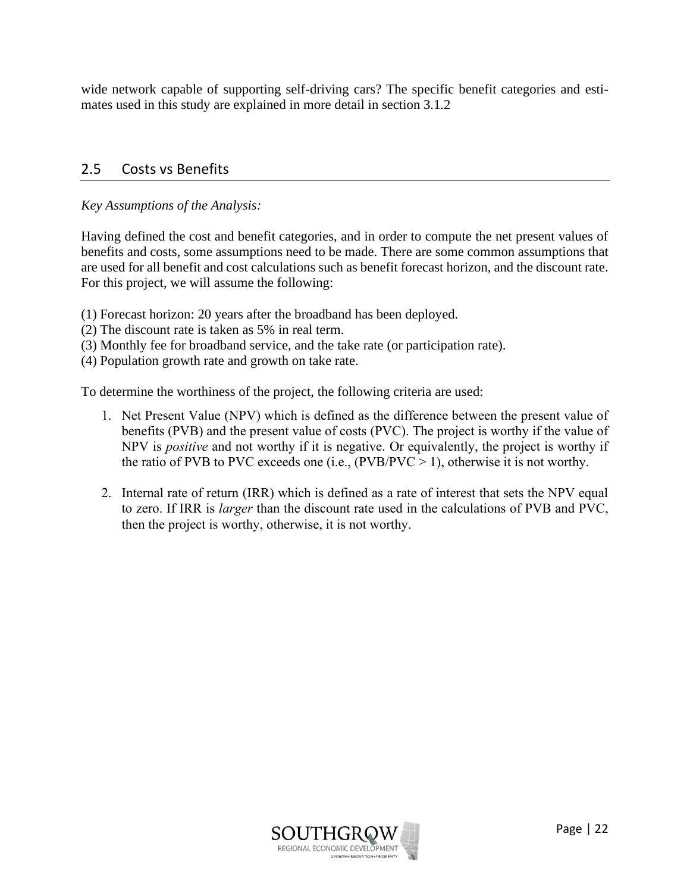wide network capable of supporting self-driving cars? The specific benefit categories and estimates used in this study are explained in more detail in section 3.1.2

## 2.5 Costs vs Benefits

*Key Assumptions of the Analysis:*

Having defined the cost and benefit categories, and in order to compute the net present values of benefits and costs, some assumptions need to be made. There are some common assumptions that are used for all benefit and cost calculations such as benefit forecast horizon, and the discount rate. For this project, we will assume the following:

(1) Forecast horizon: 20 years after the broadband has been deployed.
(2) The discount rate is taken as 5% in real term.
(3) Monthly fee for broadband service, and the take rate (or participation rate).
(4) Population growth rate and growth on take rate.

To determine the worthiness of the project, the following criteria are used:

1. Net Present Value (NPV) which is defined as the difference between the present value of benefits (PVB) and the present value of costs (PVC). The project is worthy if the value of NPV is *positive* and not worthy if it is negative. Or equivalently, the project is worthy if the ratio of PVB to PVC exceeds one (i.e., (PVB/PVC > 1), otherwise it is not worthy.

2. Internal rate of return (IRR) which is defined as a rate of interest that sets the NPV equal to zero. If IRR is *larger* than the discount rate used in the calculations of PVB and PVC, then the project is worthy, otherwise, it is not worthy.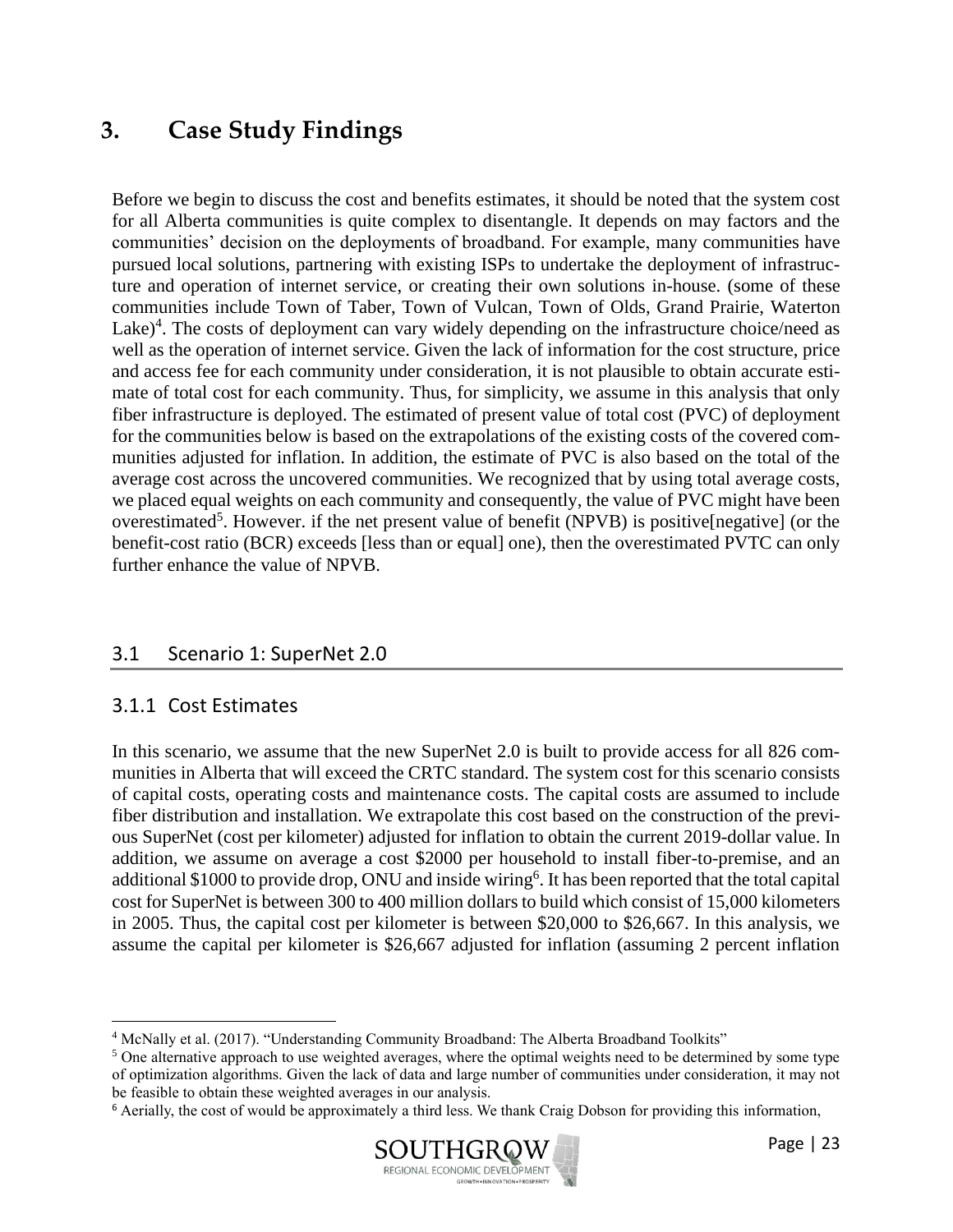# 3. Case Study Findings

Before we begin to discuss the cost and benefits estimates, it should be noted that the system cost for all Alberta communities is quite complex to disentangle. It depends on may factors and the communities' decision on the deployments of broadband. For example, many communities have pursued local solutions, partnering with existing ISPs to undertake the deployment of infrastructure and operation of internet service, or creating their own solutions in-house. (some of these communities include Town of Taber, Town of Vulcan, Town of Olds, Grand Prairie, Waterton Lake)[4]. The costs of deployment can vary widely depending on the infrastructure choice/need as well as the operation of internet service. Given the lack of information for the cost structure, price and access fee for each community under consideration, it is not plausible to obtain accurate estimate of total cost for each community. Thus, for simplicity, we assume in this analysis that only fiber infrastructure is deployed. The estimated of present value of total cost (PVC) of deployment for the communities below is based on the extrapolations of the existing costs of the covered communities adjusted for inflation. In addition, the estimate of PVC is also based on the total of the average cost across the uncovered communities. We recognized that by using total average costs, we placed equal weights on each community and consequently, the value of PVC might have been overestimated[5]. However. if the net present value of benefit (NPVB) is positive[negative] (or the benefit-cost ratio (BCR) exceeds [less than or equal] one), then the overestimated PVTC can only further enhance the value of NPVB.

## 3.1 Scenario 1: SuperNet 2.0

### 3.1.1 Cost Estimates

In this scenario, we assume that the new SuperNet 2.0 is built to provide access for all 826 communities in Alberta that will exceed the CRTC standard. The system cost for this scenario consists of capital costs, operating costs and maintenance costs. The capital costs are assumed to include fiber distribution and installation. We extrapolate this cost based on the construction of the previous SuperNet (cost per kilometer) adjusted for inflation to obtain the current 2019-dollar value. In addition, we assume on average a cost $2000 per household to install fiber-to-premise, and an additional $1000 to provide drop, ONU and inside wiring[6]. It has been reported that the total capital cost for SuperNet is between 300 to 400 million dollars to build which consist of 15,000 kilometers in 2005. Thus, the capital cost per kilometer is between $20,000 to $26,667. In this analysis, we assume the capital per kilometer is $26,667 adjusted for inflation (assuming 2 percent inflation

---

[4] McNally et al. (2017). "Understanding Community Broadband: The Alberta Broadband Toolkits"

[5] One alternative approach to use weighted averages, where the optimal weights need to be determined by some type of optimization algorithms. Given the lack of data and large number of communities under consideration, it may not be feasible to obtain these weighted averages in our analysis.

[6] Aerially, the cost of would be approximately a third less. We thank Craig Dobson for providing this information,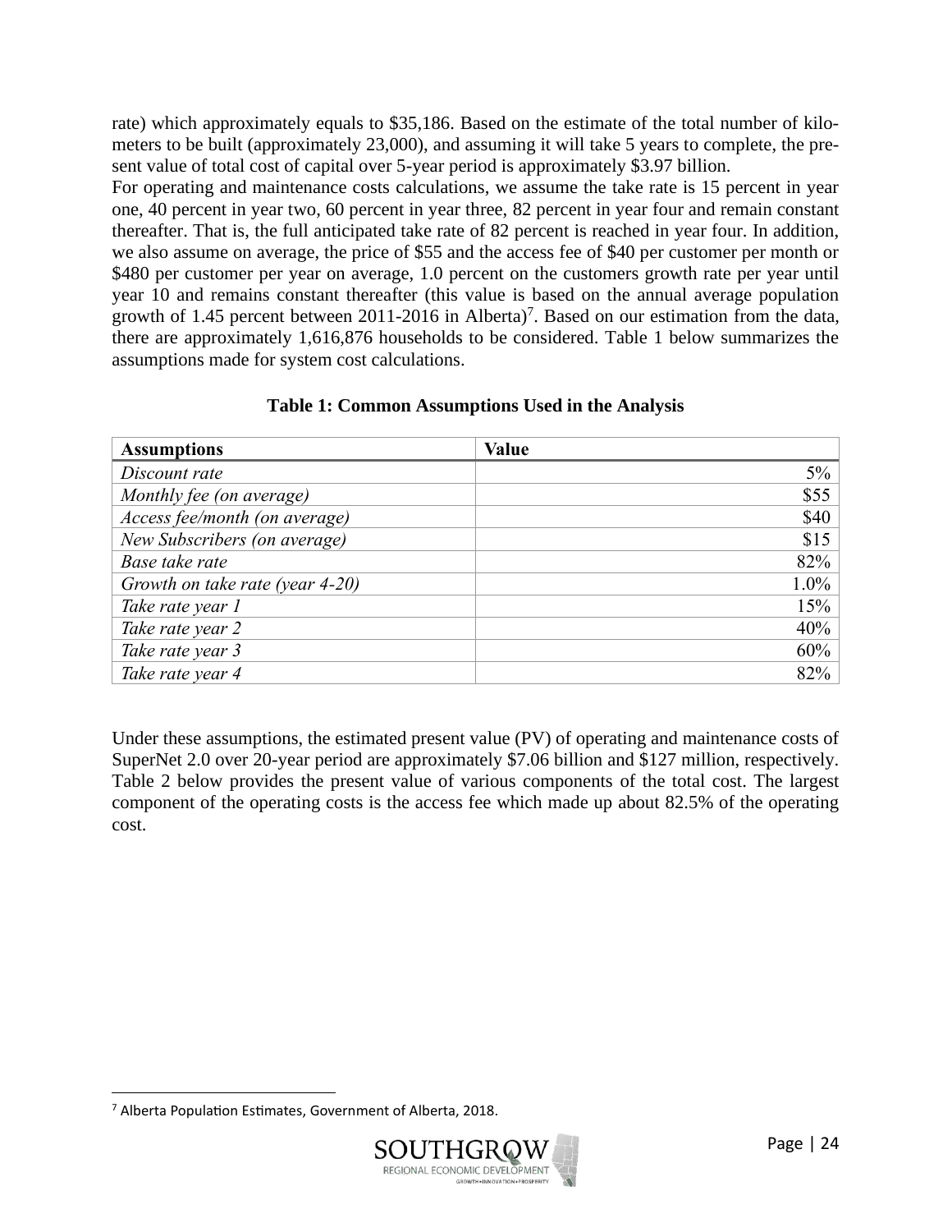rate) which approximately equals to $35,186. Based on the estimate of the total number of kilometers to be built (approximately 23,000), and assuming it will take 5 years to complete, the present value of total cost of capital over 5-year period is approximately $3.97 billion.

For operating and maintenance costs calculations, we assume the take rate is 15 percent in year one, 40 percent in year two, 60 percent in year three, 82 percent in year four and remain constant thereafter. That is, the full anticipated take rate of 82 percent is reached in year four. In addition, we also assume on average, the price of $55 and the access fee of $40 per customer per month or $480 per customer per year on average, 1.0 percent on the customers growth rate per year until year 10 and remains constant thereafter (this value is based on the annual average population growth of 1.45 percent between 2011-2016 in Alberta)[7]. Based on our estimation from the data, there are approximately 1,616,876 households to be considered. Table 1 below summarizes the assumptions made for system cost calculations.

**Table 1: Common Assumptions Used in the Analysis**

| Assumptions | Value |
|---|---:|
| *Discount rate* | 5% |
| *Monthly fee (on average)* | $55 |
| *Access fee/month (on average)* | $40 |
| *New Subscribers (on average)* | $15 |
| *Base take rate* | 82% |
| *Growth on take rate (year 4-20)* | 1.0% |
| *Take rate year 1* | 15% |
| *Take rate year 2* | 40% |
| *Take rate year 3* | 60% |
| *Take rate year 4* | 82% |

Under these assumptions, the estimated present value (PV) of operating and maintenance costs of SuperNet 2.0 over 20-year period are approximately $7.06 billion and $127 million, respectively. Table 2 below provides the present value of various components of the total cost. The largest component of the operating costs is the access fee which made up about 82.5% of the operating cost.

[7] Alberta Population Estimates, Government of Alberta, 2018.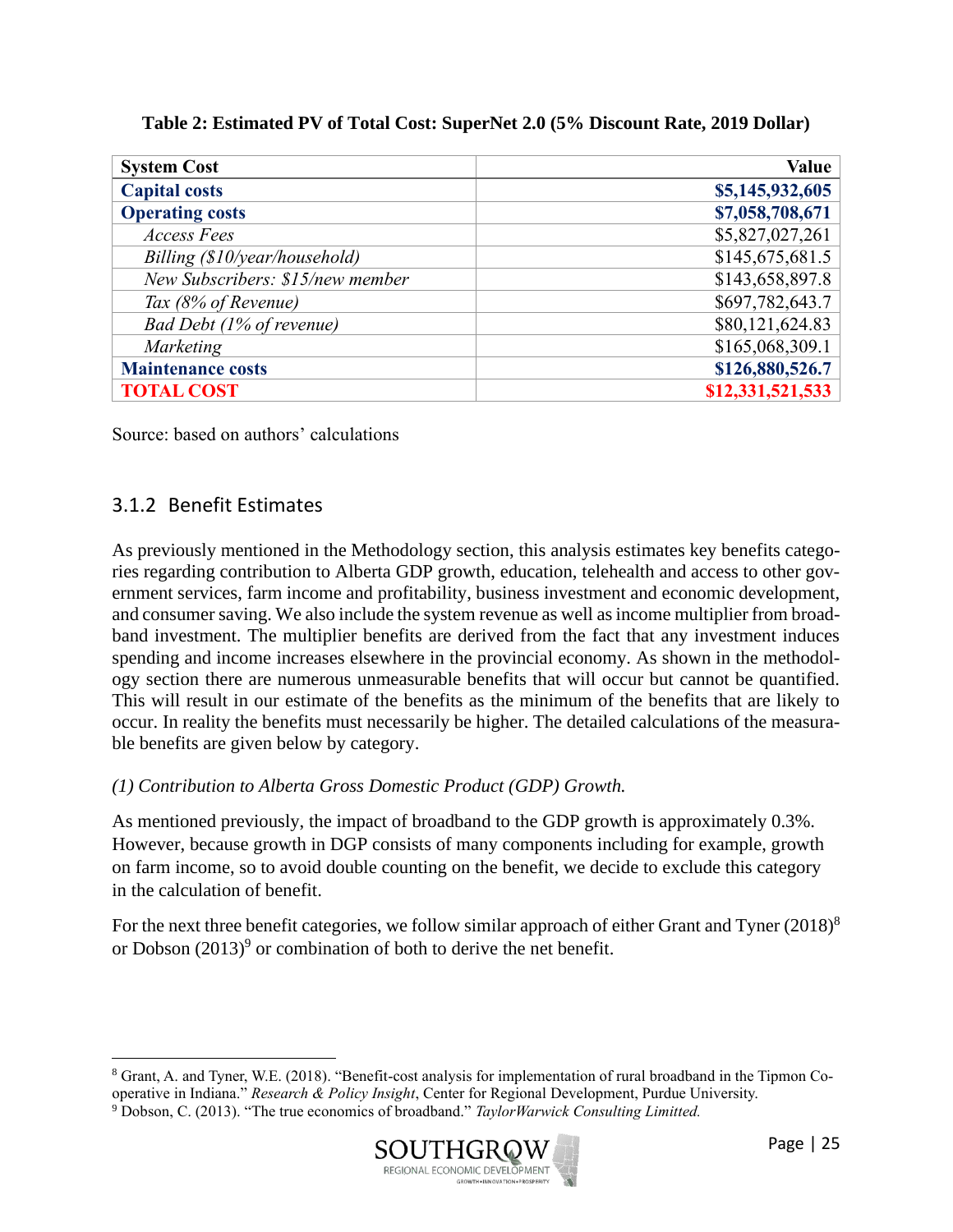**Table 2: Estimated PV of Total Cost: SuperNet 2.0 (5% Discount Rate, 2019 Dollar)**

| System Cost | Value |
|---|---|
| **Capital costs** | **$5,145,932,605** |
| **Operating costs** | **$7,058,708,671** |
| *Access Fees* | $5,827,027,261 |
| *Billing ($10/year/household)* | $145,675,681.5 |
| *New Subscribers: $15/new member* | $143,658,897.8 |
| *Tax (8% of Revenue)* | $697,782,643.7 |
| *Bad Debt (1% of revenue)* | $80,121,624.83 |
| *Marketing* | $165,068,309.1 |
| **Maintenance costs** | **$126,880,526.7** |
| **TOTAL COST** | **$12,331,521,533** |

Source: based on authors' calculations

### 3.1.2 Benefit Estimates

As previously mentioned in the Methodology section, this analysis estimates key benefits categories regarding contribution to Alberta GDP growth, education, telehealth and access to other government services, farm income and profitability, business investment and economic development, and consumer saving. We also include the system revenue as well as income multiplier from broadband investment. The multiplier benefits are derived from the fact that any investment induces spending and income increases elsewhere in the provincial economy. As shown in the methodology section there are numerous unmeasurable benefits that will occur but cannot be quantified. This will result in our estimate of the benefits as the minimum of the benefits that are likely to occur. In reality the benefits must necessarily be higher. The detailed calculations of the measurable benefits are given below by category.

*(1) Contribution to Alberta Gross Domestic Product (GDP) Growth.*

As mentioned previously, the impact of broadband to the GDP growth is approximately 0.3%. However, because growth in DGP consists of many components including for example, growth on farm income, so to avoid double counting on the benefit, we decide to exclude this category in the calculation of benefit.

For the next three benefit categories, we follow similar approach of either Grant and Tyner (2018)[8] or Dobson (2013)[9] or combination of both to derive the net benefit.

[8] Grant, A. and Tyner, W.E. (2018). "Benefit-cost analysis for implementation of rural broadband in the Tipmon Co-operative in Indiana." *Research & Policy Insight*, Center for Regional Development, Purdue University.

[9] Dobson, C. (2013). "The true economics of broadband." *TaylorWarwick Consulting Limitted.*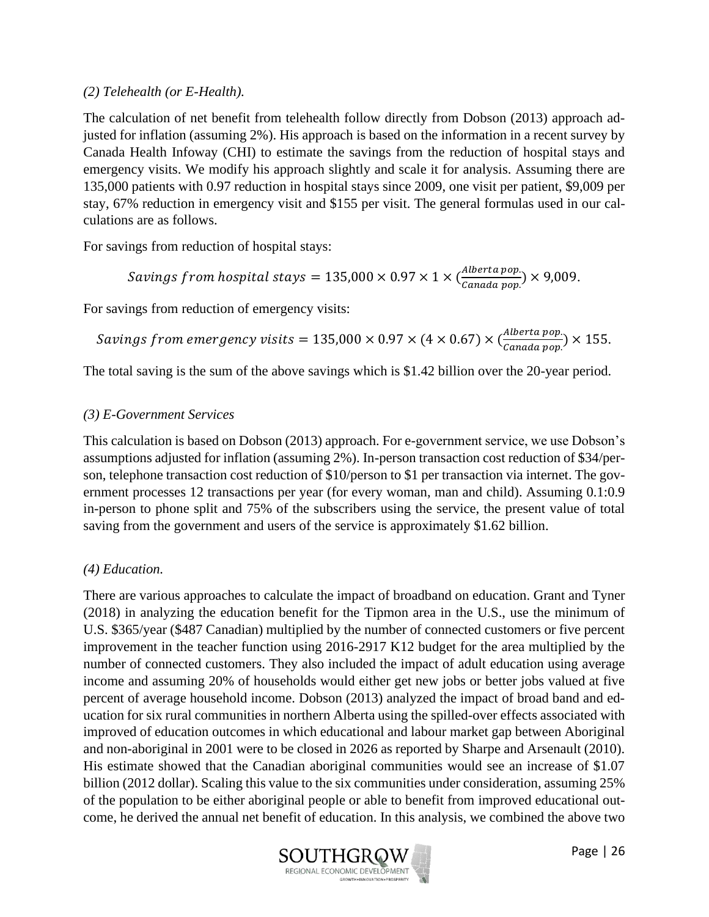*(2) Telehealth (or E-Health).*

The calculation of net benefit from telehealth follow directly from Dobson (2013) approach adjusted for inflation (assuming 2%). His approach is based on the information in a recent survey by Canada Health Infoway (CHI) to estimate the savings from the reduction of hospital stays and emergency visits. We modify his approach slightly and scale it for analysis. Assuming there are 135,000 patients with 0.97 reduction in hospital stays since 2009, one visit per patient, $9,009 per stay, 67% reduction in emergency visit and $155 per visit. The general formulas used in our calculations are as follows.

For savings from reduction of hospital stays:

$$Savings\ from\ hospital\ stays = 135{,}000 \times 0.97 \times 1 \times \left(\frac{Alberta\ pop.}{Canada\ pop.}\right) \times 9{,}009.$$

For savings from reduction of emergency visits:

$$Savings\ from\ emergency\ visits = 135{,}000 \times 0.97 \times (4 \times 0.67) \times \left(\frac{Alberta\ pop.}{Canada\ pop.}\right) \times 155.$$

The total saving is the sum of the above savings which is $1.42 billion over the 20-year period.

*(3) E-Government Services*

This calculation is based on Dobson (2013) approach. For e-government service, we use Dobson's assumptions adjusted for inflation (assuming 2%). In-person transaction cost reduction of $34/person, telephone transaction cost reduction of $10/person to $1 per transaction via internet. The government processes 12 transactions per year (for every woman, man and child). Assuming 0.1:0.9 in-person to phone split and 75% of the subscribers using the service, the present value of total saving from the government and users of the service is approximately $1.62 billion.

*(4) Education.*

There are various approaches to calculate the impact of broadband on education. Grant and Tyner (2018) in analyzing the education benefit for the Tipmon area in the U.S., use the minimum of U.S. $365/year ($487 Canadian) multiplied by the number of connected customers or five percent improvement in the teacher function using 2016-2917 K12 budget for the area multiplied by the number of connected customers. They also included the impact of adult education using average income and assuming 20% of households would either get new jobs or better jobs valued at five percent of average household income. Dobson (2013) analyzed the impact of broad band and education for six rural communities in northern Alberta using the spilled-over effects associated with improved of education outcomes in which educational and labour market gap between Aboriginal and non-aboriginal in 2001 were to be closed in 2026 as reported by Sharpe and Arsenault (2010). His estimate showed that the Canadian aboriginal communities would see an increase of $1.07 billion (2012 dollar). Scaling this value to the six communities under consideration, assuming 25% of the population to be either aboriginal people or able to benefit from improved educational outcome, he derived the annual net benefit of education. In this analysis, we combined the above two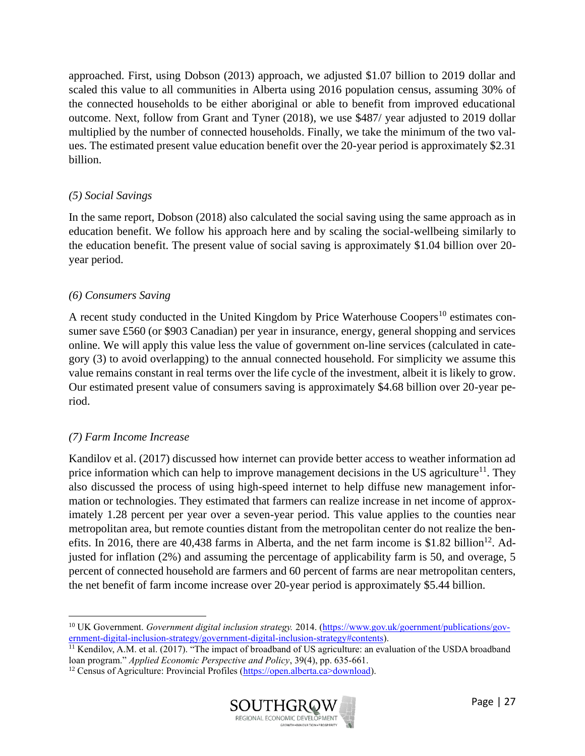approached. First, using Dobson (2013) approach, we adjusted $1.07 billion to 2019 dollar and scaled this value to all communities in Alberta using 2016 population census, assuming 30% of the connected households to be either aboriginal or able to benefit from improved educational outcome. Next, follow from Grant and Tyner (2018), we use $487/ year adjusted to 2019 dollar multiplied by the number of connected households. Finally, we take the minimum of the two values. The estimated present value education benefit over the 20-year period is approximately $2.31 billion.

*(5) Social Savings*

In the same report, Dobson (2018) also calculated the social saving using the same approach as in education benefit. We follow his approach here and by scaling the social-wellbeing similarly to the education benefit. The present value of social saving is approximately $1.04 billion over 20-year period.

*(6) Consumers Saving*

A recent study conducted in the United Kingdom by Price Waterhouse Coopers[10] estimates consumer save £560 (or $903 Canadian) per year in insurance, energy, general shopping and services online. We will apply this value less the value of government on-line services (calculated in category (3) to avoid overlapping) to the annual connected household. For simplicity we assume this value remains constant in real terms over the life cycle of the investment, albeit it is likely to grow. Our estimated present value of consumers saving is approximately $4.68 billion over 20-year period.

*(7) Farm Income Increase*

Kandilov et al. (2017) discussed how internet can provide better access to weather information ad price information which can help to improve management decisions in the US agriculture[11]. They also discussed the process of using high-speed internet to help diffuse new management information or technologies. They estimated that farmers can realize increase in net income of approximately 1.28 percent per year over a seven-year period. This value applies to the counties near metropolitan area, but remote counties distant from the metropolitan center do not realize the benefits. In 2016, there are 40,438 farms in Alberta, and the net farm income is $1.82 billion[12]. Adjusted for inflation (2%) and assuming the percentage of applicability farm is 50, and overage, 5 percent of connected household are farmers and 60 percent of farms are near metropolitan centers, the net benefit of farm income increase over 20-year period is approximately $5.44 billion.

---

[10] UK Government. *Government digital inclusion strategy.* 2014. (https://www.gov.uk/goernment/publications/government-digital-inclusion-strategy/government-digital-inclusion-strategy#contents).

[11] Kendilov, A.M. et al. (2017). "The impact of broadband of US agriculture: an evaluation of the USDA broadband loan program." *Applied Economic Perspective and Policy*, 39(4), pp. 635-661.

[12] Census of Agriculture: Provincial Profiles (https://open.alberta.ca>download).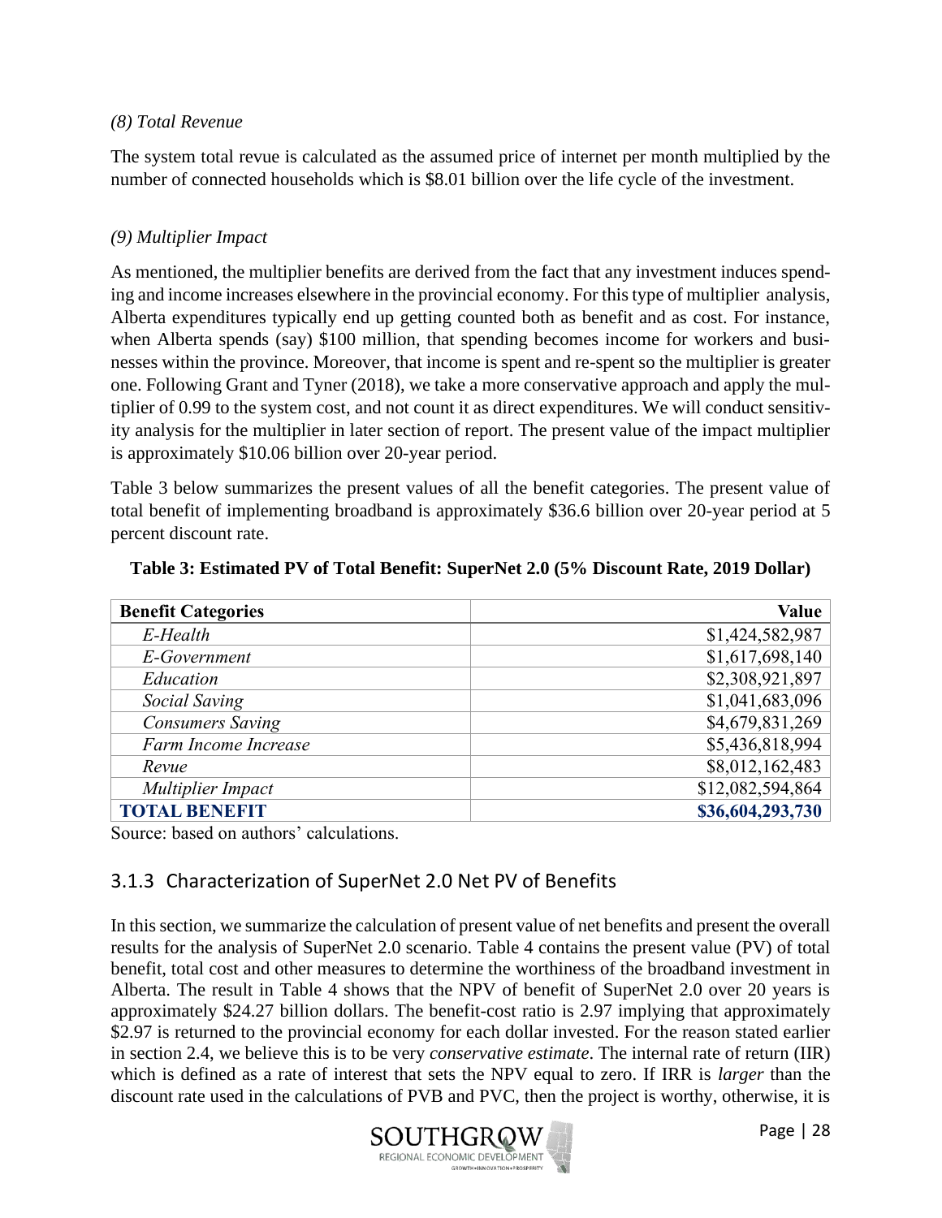*(8) Total Revenue*

The system total revue is calculated as the assumed price of internet per month multiplied by the number of connected households which is $8.01 billion over the life cycle of the investment.

*(9) Multiplier Impact*

As mentioned, the multiplier benefits are derived from the fact that any investment induces spending and income increases elsewhere in the provincial economy. For this type of multiplier analysis, Alberta expenditures typically end up getting counted both as benefit and as cost. For instance, when Alberta spends (say) $100 million, that spending becomes income for workers and businesses within the province. Moreover, that income is spent and re-spent so the multiplier is greater one. Following Grant and Tyner (2018), we take a more conservative approach and apply the multiplier of 0.99 to the system cost, and not count it as direct expenditures. We will conduct sensitivity analysis for the multiplier in later section of report. The present value of the impact multiplier is approximately $10.06 billion over 20-year period.

Table 3 below summarizes the present values of all the benefit categories. The present value of total benefit of implementing broadband is approximately $36.6 billion over 20-year period at 5 percent discount rate.

**Table 3: Estimated PV of Total Benefit: SuperNet 2.0 (5% Discount Rate, 2019 Dollar)**

| Benefit Categories | Value |
|---|---:|
| *E-Health* | $1,424,582,987 |
| *E-Government* | $1,617,698,140 |
| *Education* | $2,308,921,897 |
| *Social Saving* | $1,041,683,096 |
| *Consumers Saving* | $4,679,831,269 |
| *Farm Income Increase* | $5,436,818,994 |
| *Revue* | $8,012,162,483 |
| *Multiplier Impact* | $12,082,594,864 |
| **TOTAL BENEFIT** | **$36,604,293,730** |

Source: based on authors' calculations.

### 3.1.3 Characterization of SuperNet 2.0 Net PV of Benefits

In this section, we summarize the calculation of present value of net benefits and present the overall results for the analysis of SuperNet 2.0 scenario. Table 4 contains the present value (PV) of total benefit, total cost and other measures to determine the worthiness of the broadband investment in Alberta. The result in Table 4 shows that the NPV of benefit of SuperNet 2.0 over 20 years is approximately $24.27 billion dollars. The benefit-cost ratio is 2.97 implying that approximately $2.97 is returned to the provincial economy for each dollar invested. For the reason stated earlier in section 2.4, we believe this is to be very *conservative estimate*. The internal rate of return (IIR) which is defined as a rate of interest that sets the NPV equal to zero. If IRR is *larger* than the discount rate used in the calculations of PVB and PVC, then the project is worthy, otherwise, it is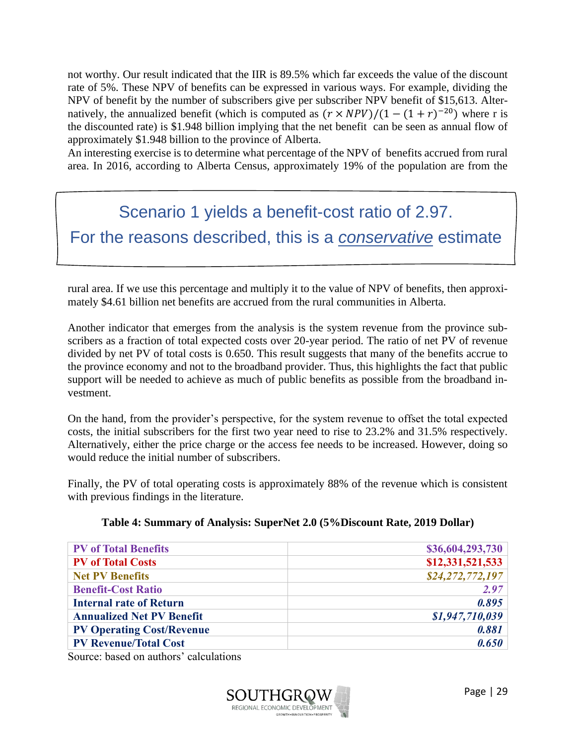not worthy. Our result indicated that the IIR is 89.5% which far exceeds the value of the discount rate of 5%. These NPV of benefits can be expressed in various ways. For example, dividing the NPV of benefit by the number of subscribers give per subscriber NPV benefit of $15,613. Alternatively, the annualized benefit (which is computed as $(r \times NPV)/(1-(1+r)^{-20})$ where r is the discounted rate) is $1.948 billion implying that the net benefit can be seen as annual flow of approximately $1.948 billion to the province of Alberta.
An interesting exercise is to determine what percentage of the NPV of benefits accrued from rural area. In 2016, according to Alberta Census, approximately 19% of the population are from the rural area. If we use this percentage and multiply it to the value of NPV of benefits, then approximately $4.61 billion net benefits are accrued from the rural communities in Alberta.

> Scenario 1 yields a benefit-cost ratio of 2.97.
> For the reasons described, this is a *conservative* estimate

Another indicator that emerges from the analysis is the system revenue from the province subscribers as a fraction of total expected costs over 20-year period. The ratio of net PV of revenue divided by net PV of total costs is 0.650. This result suggests that many of the benefits accrue to the province economy and not to the broadband provider. Thus, this highlights the fact that public support will be needed to achieve as much of public benefits as possible from the broadband investment.

On the hand, from the provider's perspective, for the system revenue to offset the total expected costs, the initial subscribers for the first two year need to rise to 23.2% and 31.5% respectively. Alternatively, either the price charge or the access fee needs to be increased. However, doing so would reduce the initial number of subscribers.

Finally, the PV of total operating costs is approximately 88% of the revenue which is consistent with previous findings in the literature.

**Table 4: Summary of Analysis: SuperNet 2.0 (5%Discount Rate, 2019 Dollar)**

| | |
|---|---:|
| **PV of Total Benefits** | **$36,604,293,730** |
| **PV of Total Costs** | **$12,331,521,533** |
| **Net PV Benefits** | ***$24,272,772,197*** |
| **Benefit-Cost Ratio** | ***2.97*** |
| **Internal rate of Return** | ***0.895*** |
| **Annualized Net PV Benefit** | ***$1,947,710,039*** |
| **PV Operating Cost/Revenue** | ***0.881*** |
| **PV Revenue/Total Cost** | ***0.650*** |

Source: based on authors' calculations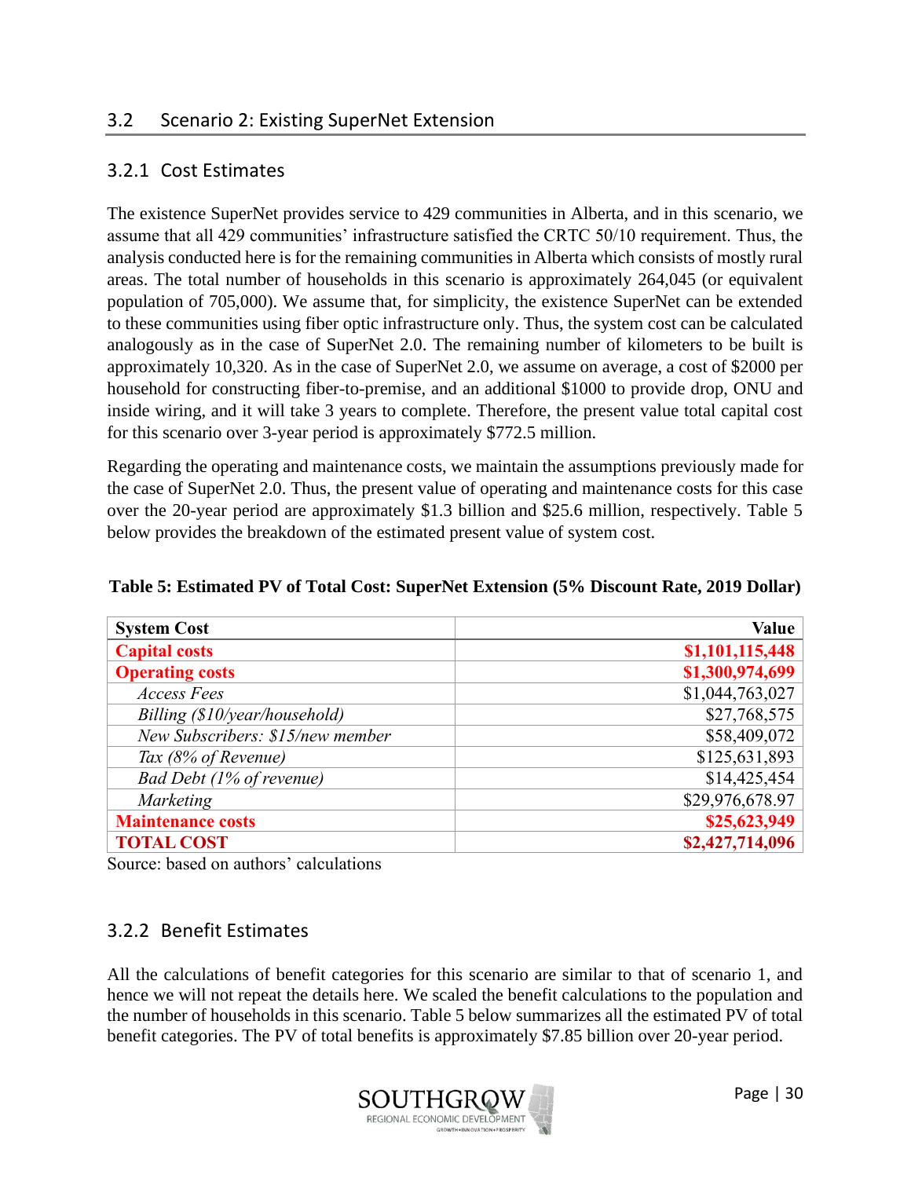## 3.2 Scenario 2: Existing SuperNet Extension

### 3.2.1 Cost Estimates

The existence SuperNet provides service to 429 communities in Alberta, and in this scenario, we assume that all 429 communities' infrastructure satisfied the CRTC 50/10 requirement. Thus, the analysis conducted here is for the remaining communities in Alberta which consists of mostly rural areas. The total number of households in this scenario is approximately 264,045 (or equivalent population of 705,000). We assume that, for simplicity, the existence SuperNet can be extended to these communities using fiber optic infrastructure only. Thus, the system cost can be calculated analogously as in the case of SuperNet 2.0. The remaining number of kilometers to be built is approximately 10,320. As in the case of SuperNet 2.0, we assume on average, a cost of $2000 per household for constructing fiber-to-premise, and an additional $1000 to provide drop, ONU and inside wiring, and it will take 3 years to complete. Therefore, the present value total capital cost for this scenario over 3-year period is approximately $772.5 million.

Regarding the operating and maintenance costs, we maintain the assumptions previously made for the case of SuperNet 2.0. Thus, the present value of operating and maintenance costs for this case over the 20-year period are approximately $1.3 billion and $25.6 million, respectively. Table 5 below provides the breakdown of the estimated present value of system cost.

**Table 5: Estimated PV of Total Cost: SuperNet Extension (5% Discount Rate, 2019 Dollar)**

| System Cost | Value |
|---|---:|
| **Capital costs** | **$1,101,115,448** |
| **Operating costs** | **$1,300,974,699** |
| *Access Fees* | $1,044,763,027 |
| *Billing ($10/year/household)* | $27,768,575 |
| *New Subscribers: $15/new member* | $58,409,072 |
| *Tax (8% of Revenue)* | $125,631,893 |
| *Bad Debt (1% of revenue)* | $14,425,454 |
| *Marketing* | $29,976,678.97 |
| **Maintenance costs** | **$25,623,949** |
| **TOTAL COST** | **$2,427,714,096** |

Source: based on authors' calculations

### 3.2.2 Benefit Estimates

All the calculations of benefit categories for this scenario are similar to that of scenario 1, and hence we will not repeat the details here. We scaled the benefit calculations to the population and the number of households in this scenario. Table 5 below summarizes all the estimated PV of total benefit categories. The PV of total benefits is approximately $7.85 billion over 20-year period.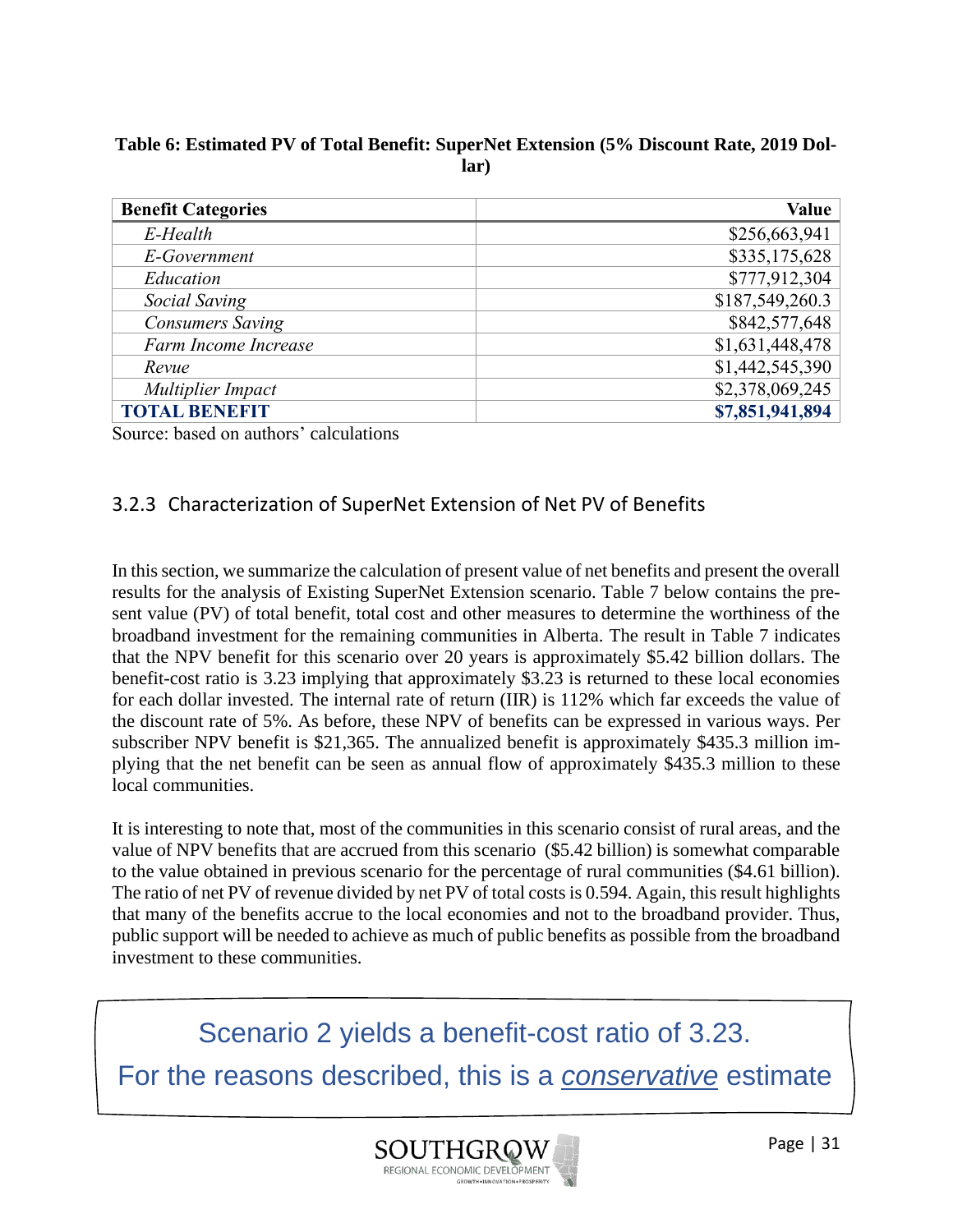**Table 6: Estimated PV of Total Benefit: SuperNet Extension (5% Discount Rate, 2019 Dollar)**

| **Benefit Categories** | **Value** |
|---|---|
| *E-Health* | \$256,663,941 |
| *E-Government* | \$335,175,628 |
| *Education* | \$777,912,304 |
| *Social Saving* | \$187,549,260.3 |
| *Consumers Saving* | \$842,577,648 |
| *Farm Income Increase* | \$1,631,448,478 |
| *Revue* | \$1,442,545,390 |
| *Multiplier Impact* | \$2,378,069,245 |
| **TOTAL BENEFIT** | **\$7,851,941,894** |

Source: based on authors' calculations

### 3.2.3 Characterization of SuperNet Extension of Net PV of Benefits

In this section, we summarize the calculation of present value of net benefits and present the overall results for the analysis of Existing SuperNet Extension scenario. Table 7 below contains the present value (PV) of total benefit, total cost and other measures to determine the worthiness of the broadband investment for the remaining communities in Alberta. The result in Table 7 indicates that the NPV benefit for this scenario over 20 years is approximately \$5.42 billion dollars. The benefit-cost ratio is 3.23 implying that approximately \$3.23 is returned to these local economies for each dollar invested. The internal rate of return (IIR) is 112% which far exceeds the value of the discount rate of 5%. As before, these NPV of benefits can be expressed in various ways. Per subscriber NPV benefit is \$21,365. The annualized benefit is approximately \$435.3 million implying that the net benefit can be seen as annual flow of approximately \$435.3 million to these local communities.

It is interesting to note that, most of the communities in this scenario consist of rural areas, and the value of NPV benefits that are accrued from this scenario (\$5.42 billion) is somewhat comparable to the value obtained in previous scenario for the percentage of rural communities (\$4.61 billion). The ratio of net PV of revenue divided by net PV of total costs is 0.594. Again, this result highlights that many of the benefits accrue to the local economies and not to the broadband provider. Thus, public support will be needed to achieve as much of public benefits as possible from the broadband investment to these communities.

> Scenario 2 yields a benefit-cost ratio of 3.23.
>
> For the reasons described, this is a *conservative* estimate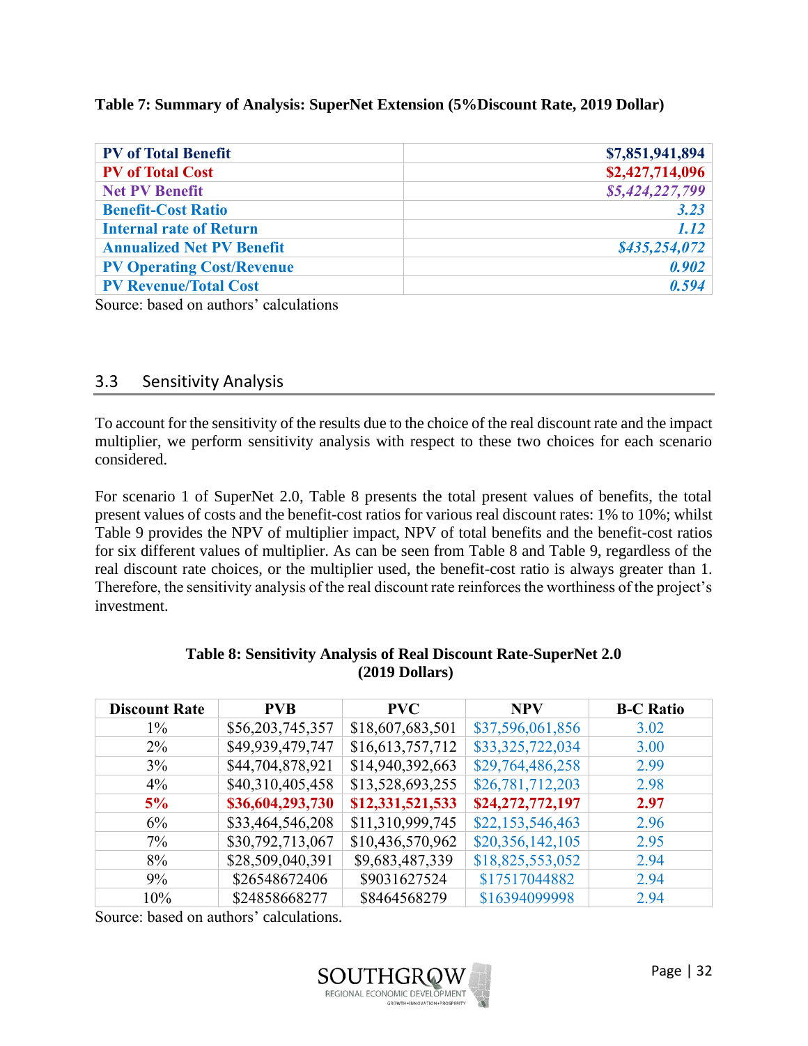**Table 7: Summary of Analysis: SuperNet Extension (5%Discount Rate, 2019 Dollar)**

| | |
|---|---|
| **PV of Total Benefit** | **$7,851,941,894** |
| **PV of Total Cost** | **$2,427,714,096** |
| **Net PV Benefit** | ***$5,424,227,799*** |
| **Benefit-Cost Ratio** | ***3.23*** |
| **Internal rate of Return** | ***1.12*** |
| **Annualized Net PV Benefit** | ***$435,254,072*** |
| **PV Operating Cost/Revenue** | ***0.902*** |
| **PV Revenue/Total Cost** | ***0.594*** |

Source: based on authors' calculations

## 3.3 Sensitivity Analysis

To account for the sensitivity of the results due to the choice of the real discount rate and the impact multiplier, we perform sensitivity analysis with respect to these two choices for each scenario considered.

For scenario 1 of SuperNet 2.0, Table 8 presents the total present values of benefits, the total present values of costs and the benefit-cost ratios for various real discount rates: 1% to 10%; whilst Table 9 provides the NPV of multiplier impact, NPV of total benefits and the benefit-cost ratios for six different values of multiplier. As can be seen from Table 8 and Table 9, regardless of the real discount rate choices, or the multiplier used, the benefit-cost ratio is always greater than 1. Therefore, the sensitivity analysis of the real discount rate reinforces the worthiness of the project's investment.

**Table 8: Sensitivity Analysis of Real Discount Rate-SuperNet 2.0 (2019 Dollars)**

| Discount Rate | PVB | PVC | NPV | B-C Ratio |
|---|---|---|---|---|
| 1% | $56,203,745,357 | $18,607,683,501 | $37,596,061,856 | 3.02 |
| 2% | $49,939,479,747 | $16,613,757,712 | $33,325,722,034 | 3.00 |
| 3% | $44,704,878,921 | $14,940,392,663 | $29,764,486,258 | 2.99 |
| 4% | $40,310,405,458 | $13,528,693,255 | $26,781,712,203 | 2.98 |
| **5%** | **$36,604,293,730** | **$12,331,521,533** | **$24,272,772,197** | **2.97** |
| 6% | $33,464,546,208 | $11,310,999,745 | $22,153,546,463 | 2.96 |
| 7% | $30,792,713,067 | $10,436,570,962 | $20,356,142,105 | 2.95 |
| 8% | $28,509,040,391 | $9,683,487,339 | $18,825,553,052 | 2.94 |
| 9% | $26548672406 | $9031627524 | $17517044882 | 2.94 |
| 10% | $24858668277 | $8464568279 | $16394099998 | 2.94 |

Source: based on authors' calculations.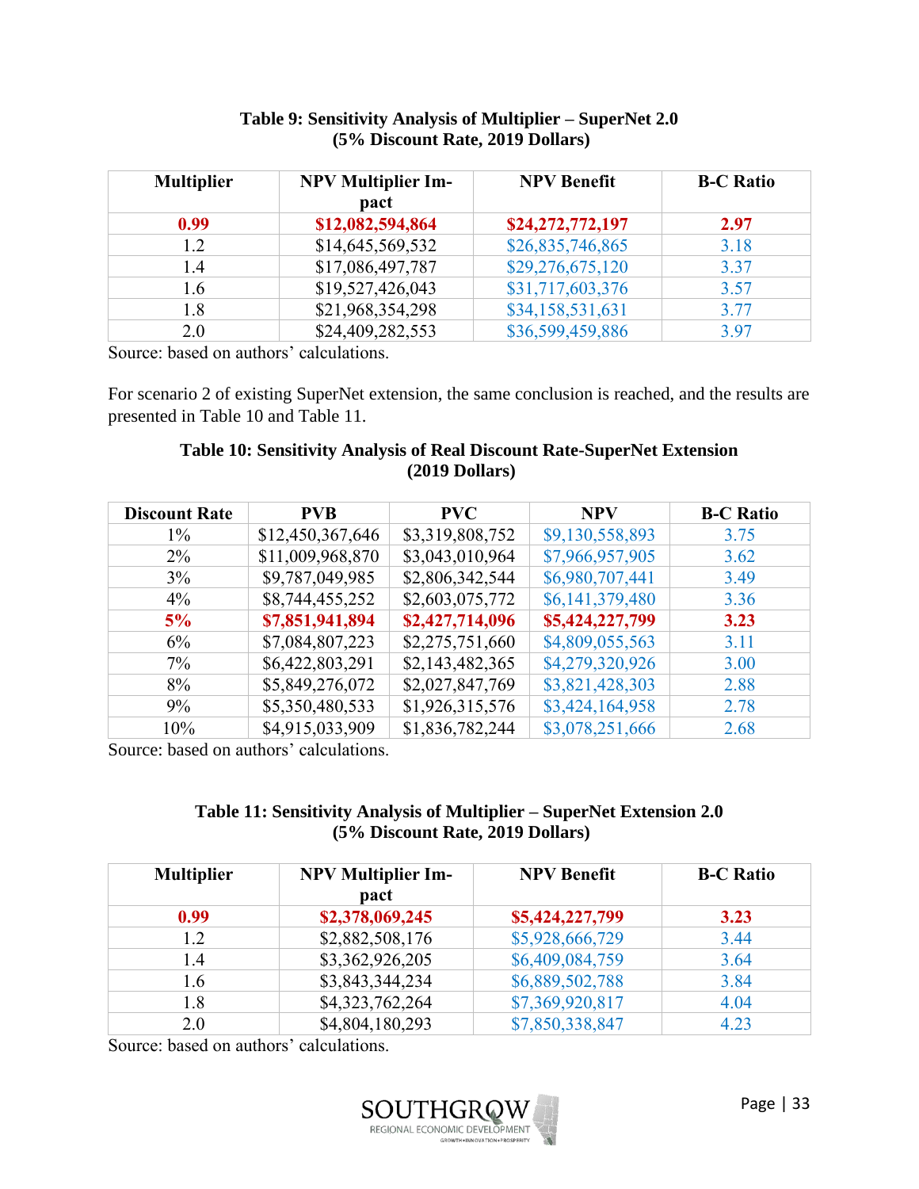**Table 9: Sensitivity Analysis of Multiplier – SuperNet 2.0 (5% Discount Rate, 2019 Dollars)**

| Multiplier | NPV Multiplier Impact | NPV Benefit | B-C Ratio |
|---|---|---|---|
| **0.99** | **$12,082,594,864** | **$24,272,772,197** | **2.97** |
| 1.2 | $14,645,569,532 | $26,835,746,865 | 3.18 |
| 1.4 | $17,086,497,787 | $29,276,675,120 | 3.37 |
| 1.6 | $19,527,426,043 | $31,717,603,376 | 3.57 |
| 1.8 | $21,968,354,298 | $34,158,531,631 | 3.77 |
| 2.0 | $24,409,282,553 | $36,599,459,886 | 3.97 |

Source: based on authors' calculations.

For scenario 2 of existing SuperNet extension, the same conclusion is reached, and the results are presented in Table 10 and Table 11.

**Table 10: Sensitivity Analysis of Real Discount Rate-SuperNet Extension (2019 Dollars)**

| Discount Rate | PVB | PVC | NPV | B-C Ratio |
|---|---|---|---|---|
| 1% | $12,450,367,646 | $3,319,808,752 | $9,130,558,893 | 3.75 |
| 2% | $11,009,968,870 | $3,043,010,964 | $7,966,957,905 | 3.62 |
| 3% | $9,787,049,985 | $2,806,342,544 | $6,980,707,441 | 3.49 |
| 4% | $8,744,455,252 | $2,603,075,772 | $6,141,379,480 | 3.36 |
| **5%** | **$7,851,941,894** | **$2,427,714,096** | **$5,424,227,799** | **3.23** |
| 6% | $7,084,807,223 | $2,275,751,660 | $4,809,055,563 | 3.11 |
| 7% | $6,422,803,291 | $2,143,482,365 | $4,279,320,926 | 3.00 |
| 8% | $5,849,276,072 | $2,027,847,769 | $3,821,428,303 | 2.88 |
| 9% | $5,350,480,533 | $1,926,315,576 | $3,424,164,958 | 2.78 |
| 10% | $4,915,033,909 | $1,836,782,244 | $3,078,251,666 | 2.68 |

Source: based on authors' calculations.

**Table 11: Sensitivity Analysis of Multiplier – SuperNet Extension 2.0 (5% Discount Rate, 2019 Dollars)**

| Multiplier | NPV Multiplier Impact | NPV Benefit | B-C Ratio |
|---|---|---|---|
| **0.99** | **$2,378,069,245** | **$5,424,227,799** | **3.23** |
| 1.2 | $2,882,508,176 | $5,928,666,729 | 3.44 |
| 1.4 | $3,362,926,205 | $6,409,084,759 | 3.64 |
| 1.6 | $3,843,344,234 | $6,889,502,788 | 3.84 |
| 1.8 | $4,323,762,264 | $7,369,920,817 | 4.04 |
| 2.0 | $4,804,180,293 | $7,850,338,847 | 4.23 |

Source: based on authors' calculations.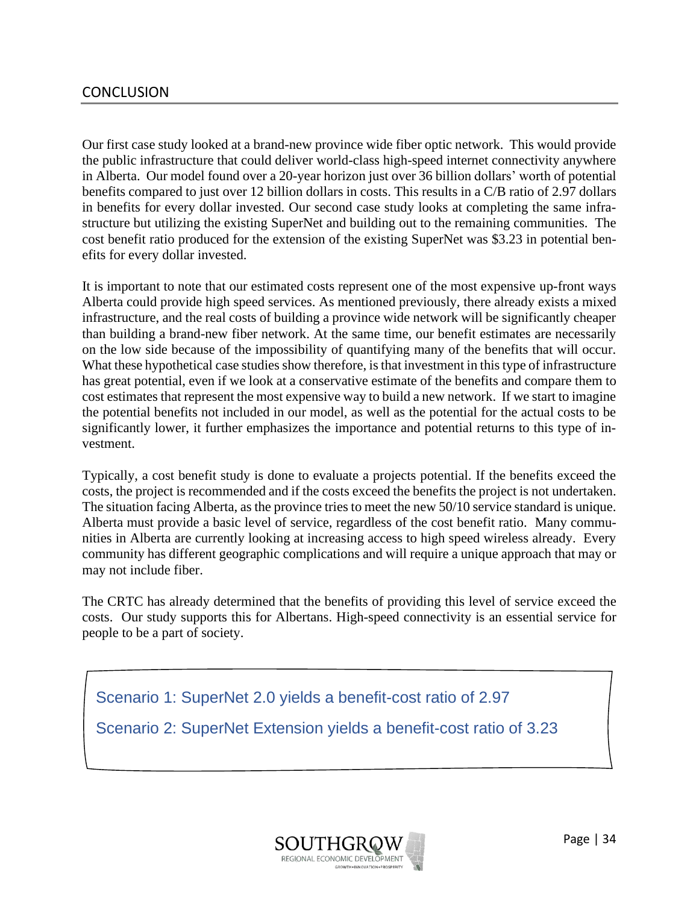## CONCLUSION

Our first case study looked at a brand-new province wide fiber optic network. This would provide the public infrastructure that could deliver world-class high-speed internet connectivity anywhere in Alberta. Our model found over a 20-year horizon just over 36 billion dollars' worth of potential benefits compared to just over 12 billion dollars in costs. This results in a C/B ratio of 2.97 dollars in benefits for every dollar invested. Our second case study looks at completing the same infrastructure but utilizing the existing SuperNet and building out to the remaining communities. The cost benefit ratio produced for the extension of the existing SuperNet was $3.23 in potential benefits for every dollar invested.

It is important to note that our estimated costs represent one of the most expensive up-front ways Alberta could provide high speed services. As mentioned previously, there already exists a mixed infrastructure, and the real costs of building a province wide network will be significantly cheaper than building a brand-new fiber network. At the same time, our benefit estimates are necessarily on the low side because of the impossibility of quantifying many of the benefits that will occur. What these hypothetical case studies show therefore, is that investment in this type of infrastructure has great potential, even if we look at a conservative estimate of the benefits and compare them to cost estimates that represent the most expensive way to build a new network. If we start to imagine the potential benefits not included in our model, as well as the potential for the actual costs to be significantly lower, it further emphasizes the importance and potential returns to this type of investment.

Typically, a cost benefit study is done to evaluate a projects potential. If the benefits exceed the costs, the project is recommended and if the costs exceed the benefits the project is not undertaken. The situation facing Alberta, as the province tries to meet the new 50/10 service standard is unique. Alberta must provide a basic level of service, regardless of the cost benefit ratio. Many communities in Alberta are currently looking at increasing access to high speed wireless already. Every community has different geographic complications and will require a unique approach that may or may not include fiber.

The CRTC has already determined that the benefits of providing this level of service exceed the costs. Our study supports this for Albertans. High-speed connectivity is an essential service for people to be a part of society.

Scenario 1: SuperNet 2.0 yields a benefit-cost ratio of 2.97

Scenario 2: SuperNet Extension yields a benefit-cost ratio of 3.23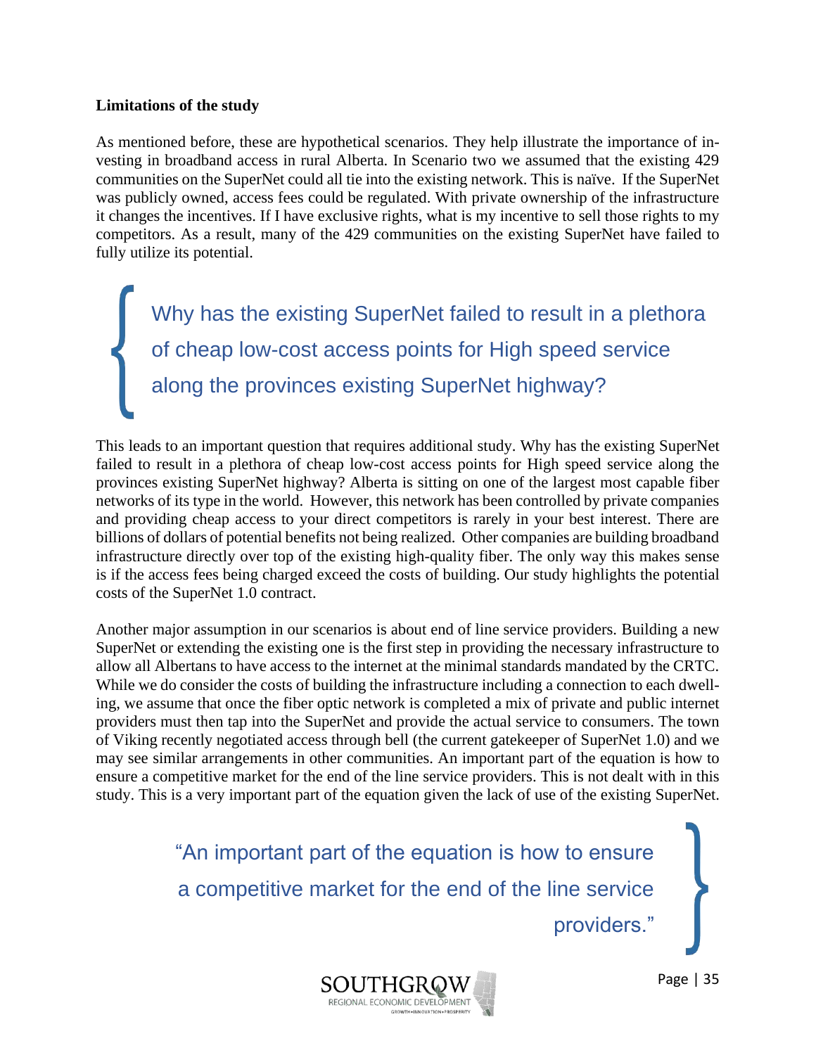**Limitations of the study**

As mentioned before, these are hypothetical scenarios. They help illustrate the importance of investing in broadband access in rural Alberta. In Scenario two we assumed that the existing 429 communities on the SuperNet could all tie into the existing network. This is naïve. If the SuperNet was publicly owned, access fees could be regulated. With private ownership of the infrastructure it changes the incentives. If I have exclusive rights, what is my incentive to sell those rights to my competitors. As a result, many of the 429 communities on the existing SuperNet have failed to fully utilize its potential.

> Why has the existing SuperNet failed to result in a plethora of cheap low-cost access points for High speed service along the provinces existing SuperNet highway?

This leads to an important question that requires additional study. Why has the existing SuperNet failed to result in a plethora of cheap low-cost access points for High speed service along the provinces existing SuperNet highway? Alberta is sitting on one of the largest most capable fiber networks of its type in the world. However, this network has been controlled by private companies and providing cheap access to your direct competitors is rarely in your best interest. There are billions of dollars of potential benefits not being realized. Other companies are building broadband infrastructure directly over top of the existing high-quality fiber. The only way this makes sense is if the access fees being charged exceed the costs of building. Our study highlights the potential costs of the SuperNet 1.0 contract.

Another major assumption in our scenarios is about end of line service providers. Building a new SuperNet or extending the existing one is the first step in providing the necessary infrastructure to allow all Albertans to have access to the internet at the minimal standards mandated by the CRTC. While we do consider the costs of building the infrastructure including a connection to each dwelling, we assume that once the fiber optic network is completed a mix of private and public internet providers must then tap into the SuperNet and provide the actual service to consumers. The town of Viking recently negotiated access through bell (the current gatekeeper of SuperNet 1.0) and we may see similar arrangements in other communities. An important part of the equation is how to ensure a competitive market for the end of the line service providers. This is not dealt with in this study. This is a very important part of the equation given the lack of use of the existing SuperNet.

> "An important part of the equation is how to ensure a competitive market for the end of the line service providers."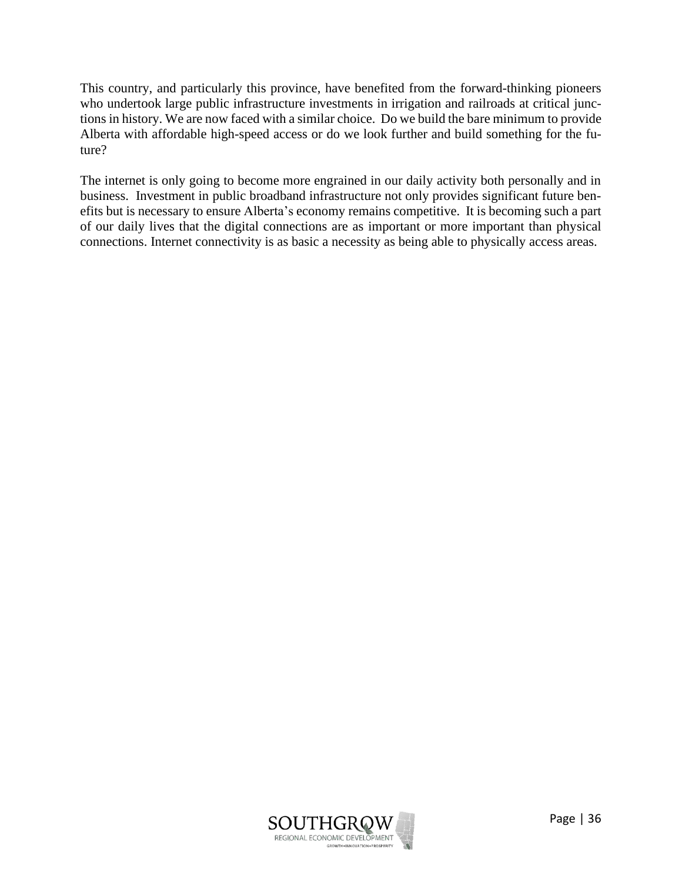This country, and particularly this province, have benefited from the forward-thinking pioneers who undertook large public infrastructure investments in irrigation and railroads at critical junctions in history. We are now faced with a similar choice. Do we build the bare minimum to provide Alberta with affordable high-speed access or do we look further and build something for the future?

The internet is only going to become more engrained in our daily activity both personally and in business. Investment in public broadband infrastructure not only provides significant future benefits but is necessary to ensure Alberta's economy remains competitive. It is becoming such a part of our daily lives that the digital connections are as important or more important than physical connections. Internet connectivity is as basic a necessity as being able to physically access areas.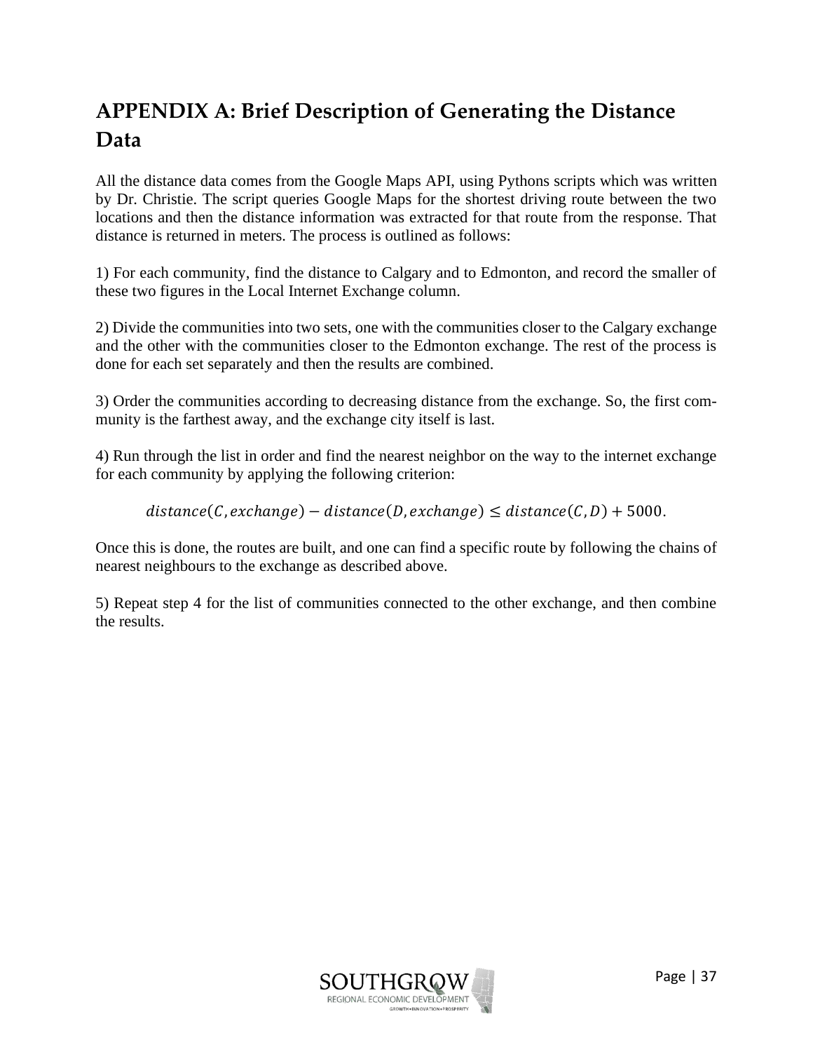# APPENDIX A: Brief Description of Generating the Distance Data

All the distance data comes from the Google Maps API, using Pythons scripts which was written by Dr. Christie. The script queries Google Maps for the shortest driving route between the two locations and then the distance information was extracted for that route from the response. That distance is returned in meters. The process is outlined as follows:

1) For each community, find the distance to Calgary and to Edmonton, and record the smaller of these two figures in the Local Internet Exchange column.

2) Divide the communities into two sets, one with the communities closer to the Calgary exchange and the other with the communities closer to the Edmonton exchange. The rest of the process is done for each set separately and then the results are combined.

3) Order the communities according to decreasing distance from the exchange. So, the first community is the farthest away, and the exchange city itself is last.

4) Run through the list in order and find the nearest neighbor on the way to the internet exchange for each community by applying the following criterion:

$$distance(C, exchange) - distance(D, exchange) \leq distance(C, D) + 5000.$$

Once this is done, the routes are built, and one can find a specific route by following the chains of nearest neighbours to the exchange as described above.

5) Repeat step 4 for the list of communities connected to the other exchange, and then combine the results.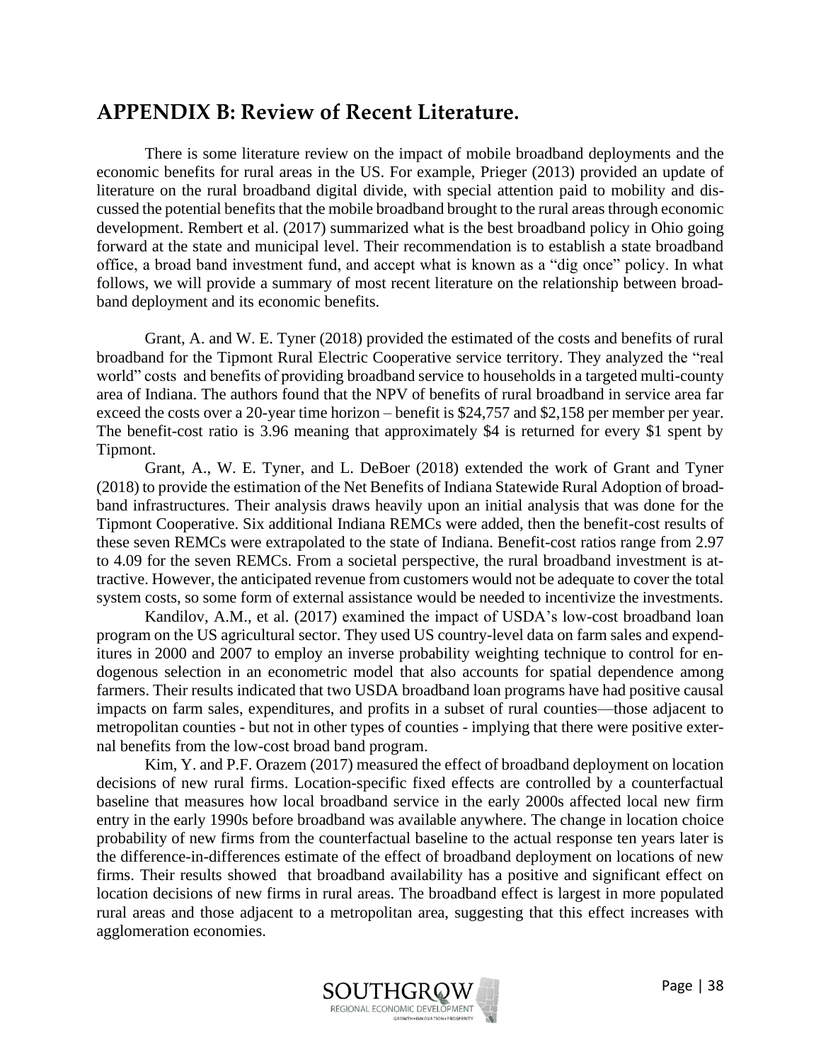## APPENDIX B: Review of Recent Literature.

There is some literature review on the impact of mobile broadband deployments and the economic benefits for rural areas in the US. For example, Prieger (2013) provided an update of literature on the rural broadband digital divide, with special attention paid to mobility and discussed the potential benefits that the mobile broadband brought to the rural areas through economic development. Rembert et al. (2017) summarized what is the best broadband policy in Ohio going forward at the state and municipal level. Their recommendation is to establish a state broadband office, a broad band investment fund, and accept what is known as a "dig once" policy. In what follows, we will provide a summary of most recent literature on the relationship between broadband deployment and its economic benefits.

Grant, A. and W. E. Tyner (2018) provided the estimated of the costs and benefits of rural broadband for the Tipmont Rural Electric Cooperative service territory. They analyzed the "real world" costs and benefits of providing broadband service to households in a targeted multi-county area of Indiana. The authors found that the NPV of benefits of rural broadband in service area far exceed the costs over a 20-year time horizon – benefit is $24,757 and $2,158 per member per year. The benefit-cost ratio is 3.96 meaning that approximately $4 is returned for every $1 spent by Tipmont.

Grant, A., W. E. Tyner, and L. DeBoer (2018) extended the work of Grant and Tyner (2018) to provide the estimation of the Net Benefits of Indiana Statewide Rural Adoption of broadband infrastructures. Their analysis draws heavily upon an initial analysis that was done for the Tipmont Cooperative. Six additional Indiana REMCs were added, then the benefit-cost results of these seven REMCs were extrapolated to the state of Indiana. Benefit-cost ratios range from 2.97 to 4.09 for the seven REMCs. From a societal perspective, the rural broadband investment is attractive. However, the anticipated revenue from customers would not be adequate to cover the total system costs, so some form of external assistance would be needed to incentivize the investments.

Kandilov, A.M., et al. (2017) examined the impact of USDA's low-cost broadband loan program on the US agricultural sector. They used US country-level data on farm sales and expenditures in 2000 and 2007 to employ an inverse probability weighting technique to control for endogenous selection in an econometric model that also accounts for spatial dependence among farmers. Their results indicated that two USDA broadband loan programs have had positive causal impacts on farm sales, expenditures, and profits in a subset of rural counties—those adjacent to metropolitan counties - but not in other types of counties - implying that there were positive external benefits from the low-cost broad band program.

Kim, Y. and P.F. Orazem (2017) measured the effect of broadband deployment on location decisions of new rural firms. Location-specific fixed effects are controlled by a counterfactual baseline that measures how local broadband service in the early 2000s affected local new firm entry in the early 1990s before broadband was available anywhere. The change in location choice probability of new firms from the counterfactual baseline to the actual response ten years later is the difference-in-differences estimate of the effect of broadband deployment on locations of new firms. Their results showed that broadband availability has a positive and significant effect on location decisions of new firms in rural areas. The broadband effect is largest in more populated rural areas and those adjacent to a metropolitan area, suggesting that this effect increases with agglomeration economies.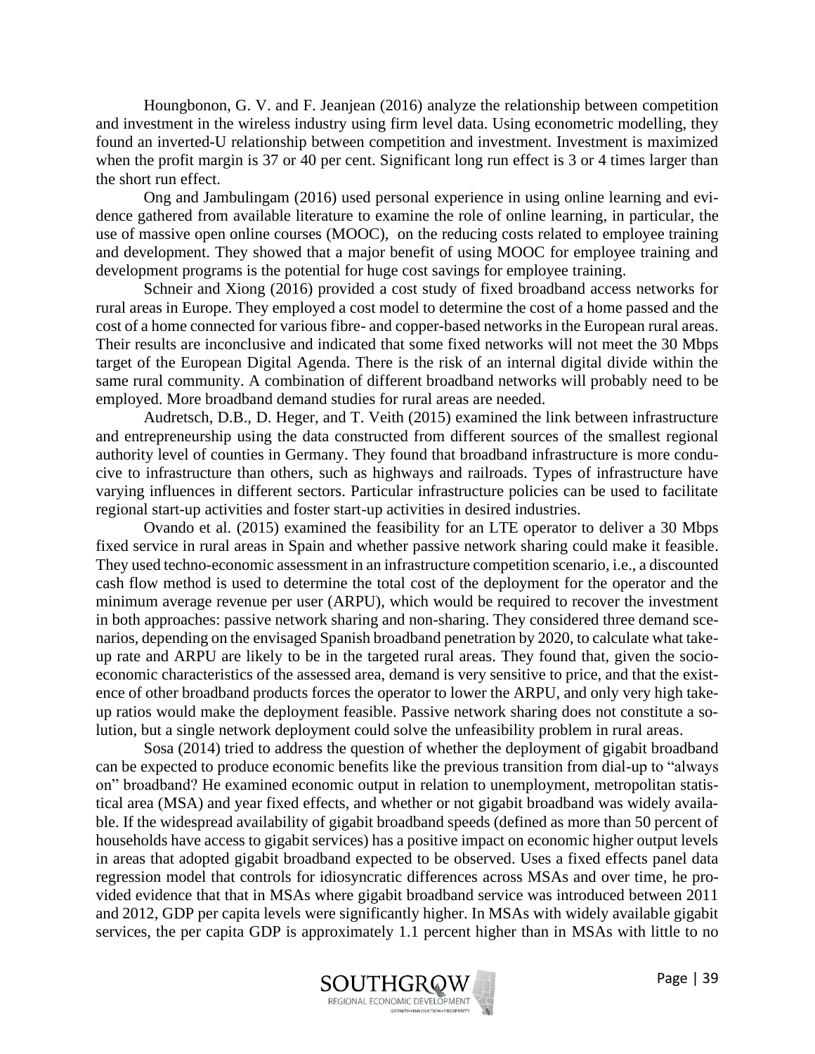Houngbonon, G. V. and F. Jeanjean (2016) analyze the relationship between competition and investment in the wireless industry using firm level data. Using econometric modelling, they found an inverted-U relationship between competition and investment. Investment is maximized when the profit margin is 37 or 40 per cent. Significant long run effect is 3 or 4 times larger than the short run effect.

Ong and Jambulingam (2016) used personal experience in using online learning and evidence gathered from available literature to examine the role of online learning, in particular, the use of massive open online courses (MOOC), on the reducing costs related to employee training and development. They showed that a major benefit of using MOOC for employee training and development programs is the potential for huge cost savings for employee training.

Schneir and Xiong (2016) provided a cost study of fixed broadband access networks for rural areas in Europe. They employed a cost model to determine the cost of a home passed and the cost of a home connected for various fibre- and copper-based networks in the European rural areas. Their results are inconclusive and indicated that some fixed networks will not meet the 30 Mbps target of the European Digital Agenda. There is the risk of an internal digital divide within the same rural community. A combination of different broadband networks will probably need to be employed. More broadband demand studies for rural areas are needed.

Audretsch, D.B., D. Heger, and T. Veith (2015) examined the link between infrastructure and entrepreneurship using the data constructed from different sources of the smallest regional authority level of counties in Germany. They found that broadband infrastructure is more conducive to infrastructure than others, such as highways and railroads. Types of infrastructure have varying influences in different sectors. Particular infrastructure policies can be used to facilitate regional start-up activities and foster start-up activities in desired industries.

Ovando et al. (2015) examined the feasibility for an LTE operator to deliver a 30 Mbps fixed service in rural areas in Spain and whether passive network sharing could make it feasible. They used techno-economic assessment in an infrastructure competition scenario, i.e., a discounted cash flow method is used to determine the total cost of the deployment for the operator and the minimum average revenue per user (ARPU), which would be required to recover the investment in both approaches: passive network sharing and non-sharing. They considered three demand scenarios, depending on the envisaged Spanish broadband penetration by 2020, to calculate what take-up rate and ARPU are likely to be in the targeted rural areas. They found that, given the socio-economic characteristics of the assessed area, demand is very sensitive to price, and that the existence of other broadband products forces the operator to lower the ARPU, and only very high take-up ratios would make the deployment feasible. Passive network sharing does not constitute a solution, but a single network deployment could solve the unfeasibility problem in rural areas.

Sosa (2014) tried to address the question of whether the deployment of gigabit broadband can be expected to produce economic benefits like the previous transition from dial-up to "always on" broadband? He examined economic output in relation to unemployment, metropolitan statistical area (MSA) and year fixed effects, and whether or not gigabit broadband was widely available. If the widespread availability of gigabit broadband speeds (defined as more than 50 percent of households have access to gigabit services) has a positive impact on economic higher output levels in areas that adopted gigabit broadband expected to be observed. Uses a fixed effects panel data regression model that controls for idiosyncratic differences across MSAs and over time, he provided evidence that that in MSAs where gigabit broadband service was introduced between 2011 and 2012, GDP per capita levels were significantly higher. In MSAs with widely available gigabit services, the per capita GDP is approximately 1.1 percent higher than in MSAs with little to no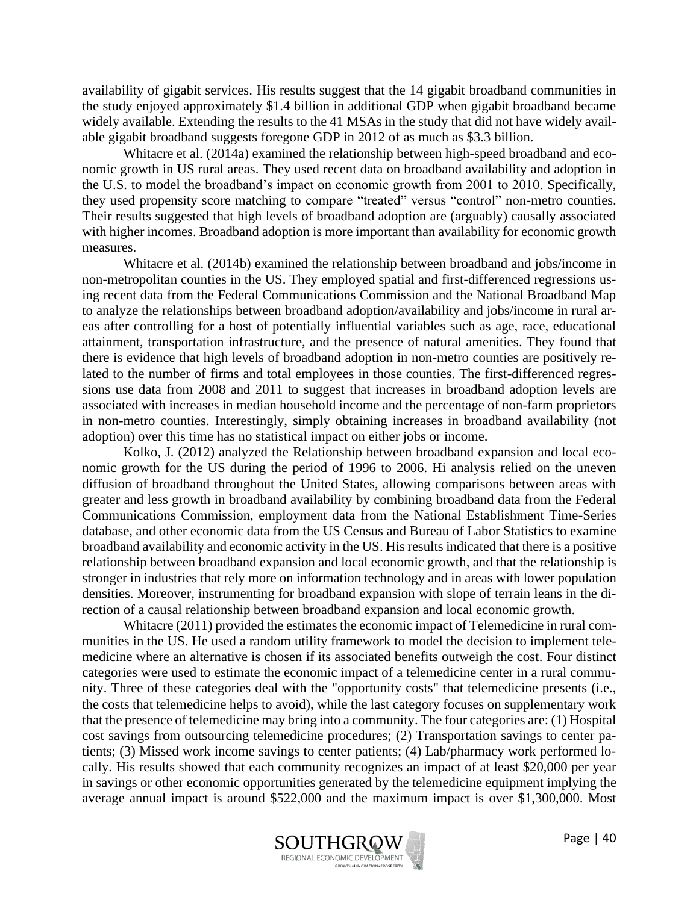availability of gigabit services. His results suggest that the 14 gigabit broadband communities in the study enjoyed approximately $1.4 billion in additional GDP when gigabit broadband became widely available. Extending the results to the 41 MSAs in the study that did not have widely available gigabit broadband suggests foregone GDP in 2012 of as much as $3.3 billion.

Whitacre et al. (2014a) examined the relationship between high-speed broadband and economic growth in US rural areas. They used recent data on broadband availability and adoption in the U.S. to model the broadband's impact on economic growth from 2001 to 2010. Specifically, they used propensity score matching to compare "treated" versus "control" non-metro counties. Their results suggested that high levels of broadband adoption are (arguably) causally associated with higher incomes. Broadband adoption is more important than availability for economic growth measures.

Whitacre et al. (2014b) examined the relationship between broadband and jobs/income in non-metropolitan counties in the US. They employed spatial and first-differenced regressions using recent data from the Federal Communications Commission and the National Broadband Map to analyze the relationships between broadband adoption/availability and jobs/income in rural areas after controlling for a host of potentially influential variables such as age, race, educational attainment, transportation infrastructure, and the presence of natural amenities. They found that there is evidence that high levels of broadband adoption in non-metro counties are positively related to the number of firms and total employees in those counties. The first-differenced regressions use data from 2008 and 2011 to suggest that increases in broadband adoption levels are associated with increases in median household income and the percentage of non-farm proprietors in non-metro counties. Interestingly, simply obtaining increases in broadband availability (not adoption) over this time has no statistical impact on either jobs or income.

Kolko, J. (2012) analyzed the Relationship between broadband expansion and local economic growth for the US during the period of 1996 to 2006. Hi analysis relied on the uneven diffusion of broadband throughout the United States, allowing comparisons between areas with greater and less growth in broadband availability by combining broadband data from the Federal Communications Commission, employment data from the National Establishment Time-Series database, and other economic data from the US Census and Bureau of Labor Statistics to examine broadband availability and economic activity in the US. His results indicated that there is a positive relationship between broadband expansion and local economic growth, and that the relationship is stronger in industries that rely more on information technology and in areas with lower population densities. Moreover, instrumenting for broadband expansion with slope of terrain leans in the direction of a causal relationship between broadband expansion and local economic growth.

Whitacre (2011) provided the estimates the economic impact of Telemedicine in rural communities in the US. He used a random utility framework to model the decision to implement telemedicine where an alternative is chosen if its associated benefits outweigh the cost. Four distinct categories were used to estimate the economic impact of a telemedicine center in a rural community. Three of these categories deal with the "opportunity costs" that telemedicine presents (i.e., the costs that telemedicine helps to avoid), while the last category focuses on supplementary work that the presence of telemedicine may bring into a community. The four categories are: (1) Hospital cost savings from outsourcing telemedicine procedures; (2) Transportation savings to center patients; (3) Missed work income savings to center patients; (4) Lab/pharmacy work performed locally. His results showed that each community recognizes an impact of at least $20,000 per year in savings or other economic opportunities generated by the telemedicine equipment implying the average annual impact is around $522,000 and the maximum impact is over $1,300,000. Most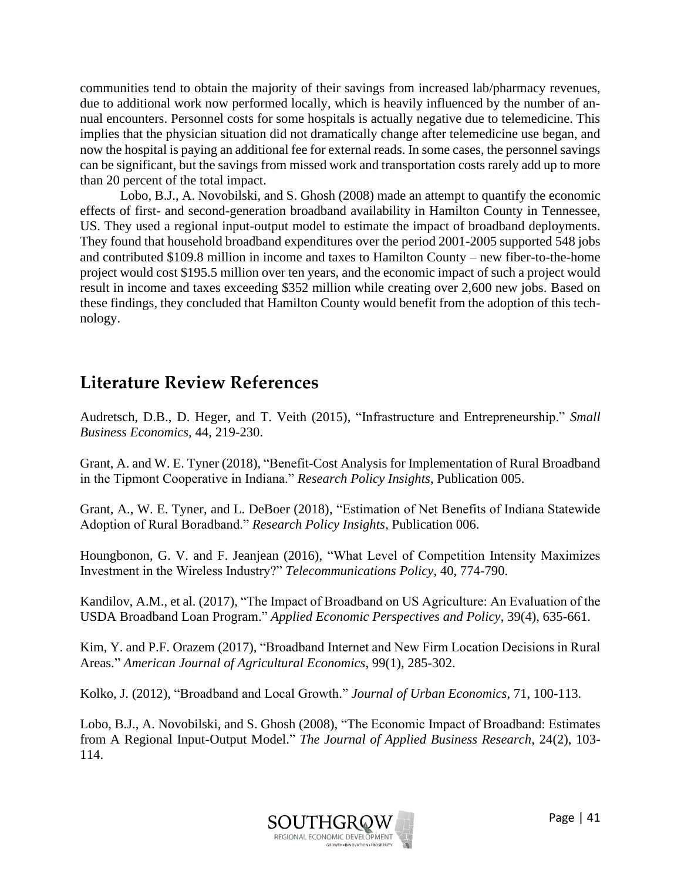communities tend to obtain the majority of their savings from increased lab/pharmacy revenues, due to additional work now performed locally, which is heavily influenced by the number of annual encounters. Personnel costs for some hospitals is actually negative due to telemedicine. This implies that the physician situation did not dramatically change after telemedicine use began, and now the hospital is paying an additional fee for external reads. In some cases, the personnel savings can be significant, but the savings from missed work and transportation costs rarely add up to more than 20 percent of the total impact.

Lobo, B.J., A. Novobilski, and S. Ghosh (2008) made an attempt to quantify the economic effects of first- and second-generation broadband availability in Hamilton County in Tennessee, US. They used a regional input-output model to estimate the impact of broadband deployments. They found that household broadband expenditures over the period 2001-2005 supported 548 jobs and contributed $109.8 million in income and taxes to Hamilton County – new fiber-to-the-home project would cost $195.5 million over ten years, and the economic impact of such a project would result in income and taxes exceeding $352 million while creating over 2,600 new jobs. Based on these findings, they concluded that Hamilton County would benefit from the adoption of this technology.

## Literature Review References

Audretsch, D.B., D. Heger, and T. Veith (2015), "Infrastructure and Entrepreneurship." *Small Business Economics*, 44, 219-230.

Grant, A. and W. E. Tyner (2018), "Benefit-Cost Analysis for Implementation of Rural Broadband in the Tipmont Cooperative in Indiana." *Research Policy Insights*, Publication 005.

Grant, A., W. E. Tyner, and L. DeBoer (2018), "Estimation of Net Benefits of Indiana Statewide Adoption of Rural Boradband." *Research Policy Insights*, Publication 006.

Houngbonon, G. V. and F. Jeanjean (2016), "What Level of Competition Intensity Maximizes Investment in the Wireless Industry?" *Telecommunications Policy*, 40, 774-790.

Kandilov, A.M., et al. (2017), "The Impact of Broadband on US Agriculture: An Evaluation of the USDA Broadband Loan Program." *Applied Economic Perspectives and Policy*, 39(4), 635-661.

Kim, Y. and P.F. Orazem (2017), "Broadband Internet and New Firm Location Decisions in Rural Areas." *American Journal of Agricultural Economics*, 99(1), 285-302.

Kolko, J. (2012), "Broadband and Local Growth." *Journal of Urban Economics*, 71, 100-113.

Lobo, B.J., A. Novobilski, and S. Ghosh (2008), "The Economic Impact of Broadband: Estimates from A Regional Input-Output Model." *The Journal of Applied Business Research*, 24(2), 103-114.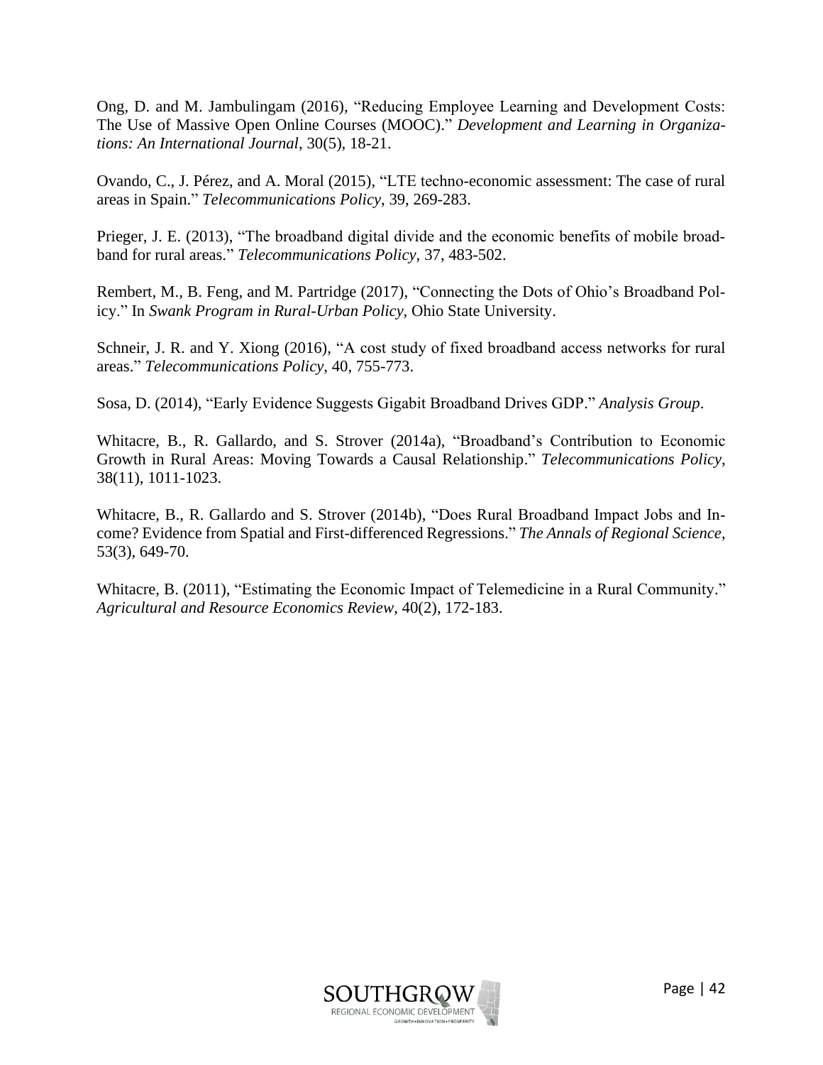Ong, D. and M. Jambulingam (2016), "Reducing Employee Learning and Development Costs: The Use of Massive Open Online Courses (MOOC)." *Development and Learning in Organizations: An International Journal*, 30(5), 18-21.

Ovando, C., J. Pérez, and A. Moral (2015), "LTE techno-economic assessment: The case of rural areas in Spain." *Telecommunications Policy*, 39, 269-283.

Prieger, J. E. (2013), "The broadband digital divide and the economic benefits of mobile broadband for rural areas." *Telecommunications Policy*, 37, 483-502.

Rembert, M., B. Feng, and M. Partridge (2017), "Connecting the Dots of Ohio's Broadband Policy." In *Swank Program in Rural-Urban Policy*, Ohio State University.

Schneir, J. R. and Y. Xiong (2016), "A cost study of fixed broadband access networks for rural areas." *Telecommunications Policy*, 40, 755-773.

Sosa, D. (2014), "Early Evidence Suggests Gigabit Broadband Drives GDP." *Analysis Group*.

Whitacre, B., R. Gallardo, and S. Strover (2014a), "Broadband's Contribution to Economic Growth in Rural Areas: Moving Towards a Causal Relationship." *Telecommunications Policy*, 38(11), 1011-1023.

Whitacre, B., R. Gallardo and S. Strover (2014b), "Does Rural Broadband Impact Jobs and Income? Evidence from Spatial and First-differenced Regressions." *The Annals of Regional Science*, 53(3), 649-70.

Whitacre, B. (2011), "Estimating the Economic Impact of Telemedicine in a Rural Community." *Agricultural and Resource Economics Review*, 40(2), 172-183.